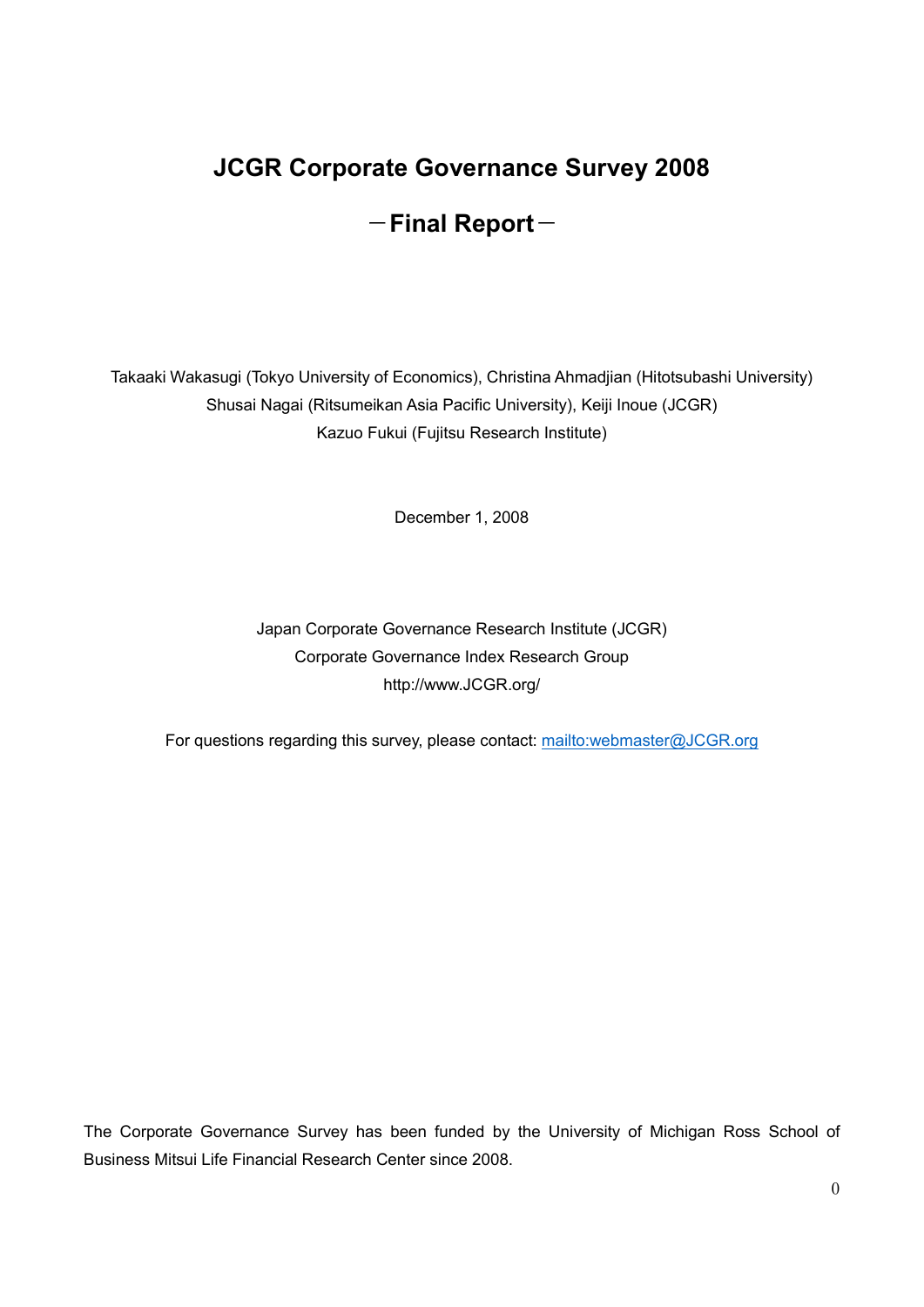# JCGR Corporate Governance Survey 2008

## －Final Report－

Takaaki Wakasugi (Tokyo University of Economics), Christina Ahmadjian (Hitotsubashi University)
Shusai Nagai (Ritsumeikan Asia Pacific University), Keiji Inoue (JCGR)
Kazuo Fukui (Fujitsu Research Institute)

December 1, 2008

Japan Corporate Governance Research Institute (JCGR)
Corporate Governance Index Research Group
http://www.JCGR.org/

For questions regarding this survey, please contact: mailto:webmaster@JCGR.org

The Corporate Governance Survey has been funded by the University of Michigan Ross School of Business Mitsui Life Financial Research Center since 2008.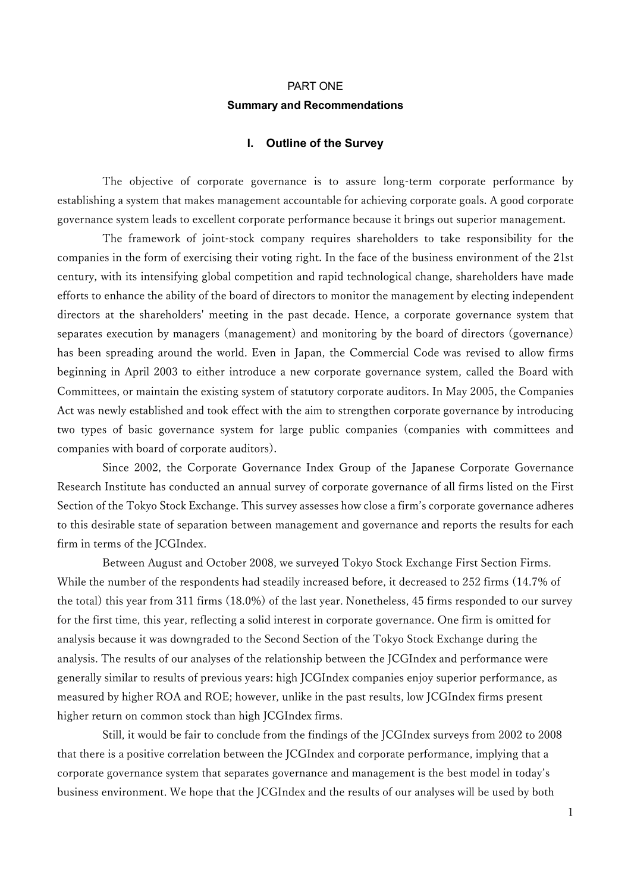# PART ONE

## Summary and Recommendations

### I. Outline of the Survey

The objective of corporate governance is to assure long-term corporate performance by establishing a system that makes management accountable for achieving corporate goals. A good corporate governance system leads to excellent corporate performance because it brings out superior management.

The framework of joint-stock company requires shareholders to take responsibility for the companies in the form of exercising their voting right. In the face of the business environment of the 21st century, with its intensifying global competition and rapid technological change, shareholders have made efforts to enhance the ability of the board of directors to monitor the management by electing independent directors at the shareholders' meeting in the past decade. Hence, a corporate governance system that separates execution by managers (management) and monitoring by the board of directors (governance) has been spreading around the world. Even in Japan, the Commercial Code was revised to allow firms beginning in April 2003 to either introduce a new corporate governance system, called the Board with Committees, or maintain the existing system of statutory corporate auditors. In May 2005, the Companies Act was newly established and took effect with the aim to strengthen corporate governance by introducing two types of basic governance system for large public companies (companies with committees and companies with board of corporate auditors).

Since 2002, the Corporate Governance Index Group of the Japanese Corporate Governance Research Institute has conducted an annual survey of corporate governance of all firms listed on the First Section of the Tokyo Stock Exchange. This survey assesses how close a firm's corporate governance adheres to this desirable state of separation between management and governance and reports the results for each firm in terms of the JCGIndex.

Between August and October 2008, we surveyed Tokyo Stock Exchange First Section Firms. While the number of the respondents had steadily increased before, it decreased to 252 firms (14.7% of the total) this year from 311 firms (18.0%) of the last year. Nonetheless, 45 firms responded to our survey for the first time, this year, reflecting a solid interest in corporate governance. One firm is omitted for analysis because it was downgraded to the Second Section of the Tokyo Stock Exchange during the analysis. The results of our analyses of the relationship between the JCGIndex and performance were generally similar to results of previous years: high JCGIndex companies enjoy superior performance, as measured by higher ROA and ROE; however, unlike in the past results, low JCGIndex firms present higher return on common stock than high JCGIndex firms.

Still, it would be fair to conclude from the findings of the JCGIndex surveys from 2002 to 2008 that there is a positive correlation between the JCGIndex and corporate performance, implying that a corporate governance system that separates governance and management is the best model in today's business environment. We hope that the JCGIndex and the results of our analyses will be used by both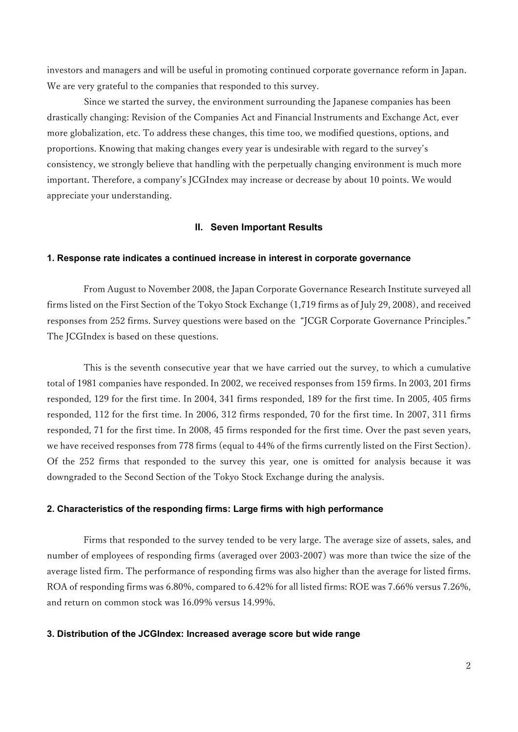investors and managers and will be useful in promoting continued corporate governance reform in Japan. We are very grateful to the companies that responded to this survey.

Since we started the survey, the environment surrounding the Japanese companies has been drastically changing: Revision of the Companies Act and Financial Instruments and Exchange Act, ever more globalization, etc. To address these changes, this time too, we modified questions, options, and proportions. Knowing that making changes every year is undesirable with regard to the survey's consistency, we strongly believe that handling with the perpetually changing environment is much more important. Therefore, a company's JCGIndex may increase or decrease by about 10 points. We would appreciate your understanding.

## II. Seven Important Results

### 1. Response rate indicates a continued increase in interest in corporate governance

From August to November 2008, the Japan Corporate Governance Research Institute surveyed all firms listed on the First Section of the Tokyo Stock Exchange (1,719 firms as of July 29, 2008), and received responses from 252 firms. Survey questions were based on the "JCGR Corporate Governance Principles." The JCGIndex is based on these questions.

This is the seventh consecutive year that we have carried out the survey, to which a cumulative total of 1981 companies have responded. In 2002, we received responses from 159 firms. In 2003, 201 firms responded, 129 for the first time. In 2004, 341 firms responded, 189 for the first time. In 2005, 405 firms responded, 112 for the first time. In 2006, 312 firms responded, 70 for the first time. In 2007, 311 firms responded, 71 for the first time. In 2008, 45 firms responded for the first time. Over the past seven years, we have received responses from 778 firms (equal to 44% of the firms currently listed on the First Section). Of the 252 firms that responded to the survey this year, one is omitted for analysis because it was downgraded to the Second Section of the Tokyo Stock Exchange during the analysis.

### 2. Characteristics of the responding firms: Large firms with high performance

Firms that responded to the survey tended to be very large. The average size of assets, sales, and number of employees of responding firms (averaged over 2003-2007) was more than twice the size of the average listed firm. The performance of responding firms was also higher than the average for listed firms. ROA of responding firms was 6.80%, compared to 6.42% for all listed firms: ROE was 7.66% versus 7.26%, and return on common stock was 16.09% versus 14.99%.

### 3. Distribution of the JCGIndex: Increased average score but wide range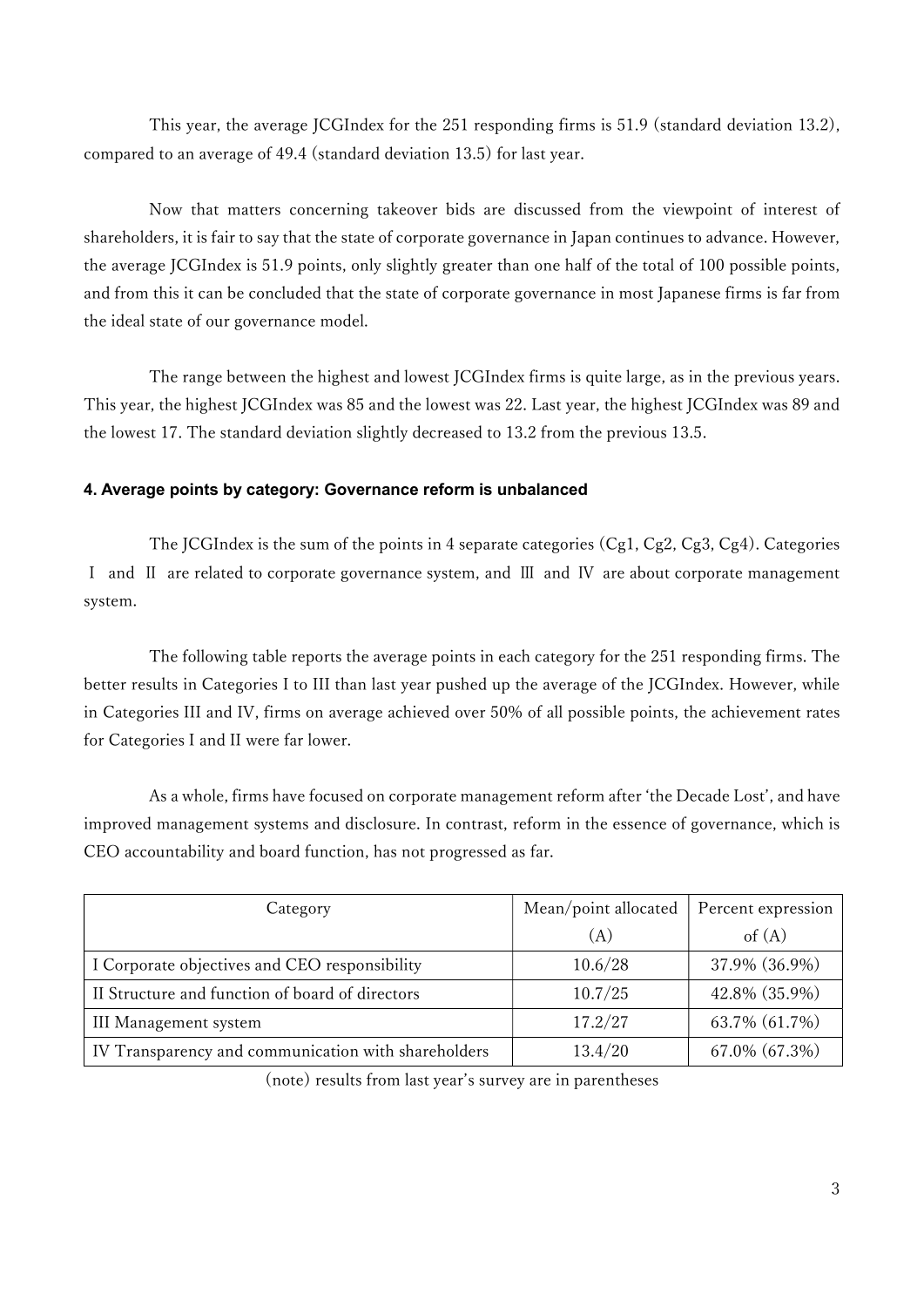This year, the average JCGIndex for the 251 responding firms is 51.9 (standard deviation 13.2), compared to an average of 49.4 (standard deviation 13.5) for last year.

Now that matters concerning takeover bids are discussed from the viewpoint of interest of shareholders, it is fair to say that the state of corporate governance in Japan continues to advance. However, the average JCGIndex is 51.9 points, only slightly greater than one half of the total of 100 possible points, and from this it can be concluded that the state of corporate governance in most Japanese firms is far from the ideal state of our governance model.

The range between the highest and lowest JCGIndex firms is quite large, as in the previous years. This year, the highest JCGIndex was 85 and the lowest was 22. Last year, the highest JCGIndex was 89 and the lowest 17. The standard deviation slightly decreased to 13.2 from the previous 13.5.

#### 4. Average points by category: Governance reform is unbalanced

The JCGIndex is the sum of the points in 4 separate categories (Cg1, Cg2, Cg3, Cg4). Categories Ⅰ and Ⅱ are related to corporate governance system, and Ⅲ and Ⅳ are about corporate management system.

The following table reports the average points in each category for the 251 responding firms. The better results in Categories I to III than last year pushed up the average of the JCGIndex. However, while in Categories III and IV, firms on average achieved over 50% of all possible points, the achievement rates for Categories I and II were far lower.

As a whole, firms have focused on corporate management reform after 'the Decade Lost', and have improved management systems and disclosure. In contrast, reform in the essence of governance, which is CEO accountability and board function, has not progressed as far.

| Category | Mean/point allocated (A) | Percent expression of (A) |
|---|---|---|
| I Corporate objectives and CEO responsibility | 10.6/28 | 37.9% (36.9%) |
| II Structure and function of board of directors | 10.7/25 | 42.8% (35.9%) |
| III Management system | 17.2/27 | 63.7% (61.7%) |
| IV Transparency and communication with shareholders | 13.4/20 | 67.0% (67.3%) |

(note) results from last year's survey are in parentheses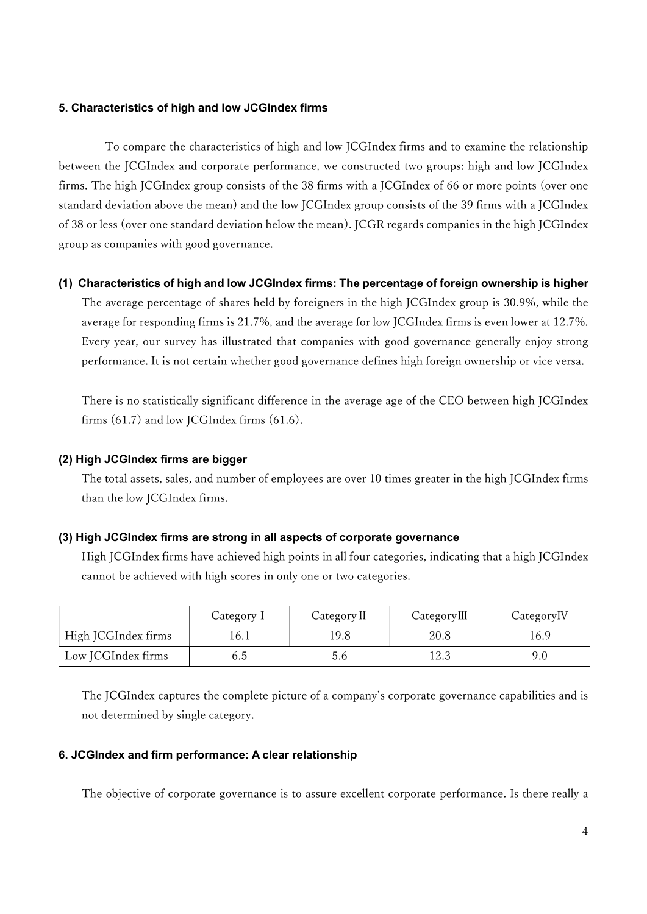## 5. Characteristics of high and low JCGIndex firms

To compare the characteristics of high and low JCGIndex firms and to examine the relationship between the JCGIndex and corporate performance, we constructed two groups: high and low JCGIndex firms. The high JCGIndex group consists of the 38 firms with a JCGIndex of 66 or more points (over one standard deviation above the mean) and the low JCGIndex group consists of the 39 firms with a JCGIndex of 38 or less (over one standard deviation below the mean). JCGR regards companies in the high JCGIndex group as companies with good governance.

### (1) Characteristics of high and low JCGIndex firms: The percentage of foreign ownership is higher

The average percentage of shares held by foreigners in the high JCGIndex group is 30.9%, while the average for responding firms is 21.7%, and the average for low JCGIndex firms is even lower at 12.7%. Every year, our survey has illustrated that companies with good governance generally enjoy strong performance. It is not certain whether good governance defines high foreign ownership or vice versa.

There is no statistically significant difference in the average age of the CEO between high JCGIndex firms (61.7) and low JCGIndex firms (61.6).

### (2) High JCGIndex firms are bigger

The total assets, sales, and number of employees are over 10 times greater in the high JCGIndex firms than the low JCGIndex firms.

### (3) High JCGIndex firms are strong in all aspects of corporate governance

High JCGIndex firms have achieved high points in all four categories, indicating that a high JCGIndex cannot be achieved with high scores in only one or two categories.

| | Category Ⅰ | Category Ⅱ | Category Ⅲ | Category Ⅳ |
|---|---|---|---|---|
| High JCGIndex firms | 16.1 | 19.8 | 20.8 | 16.9 |
| Low JCGIndex firms | 6.5 | 5.6 | 12.3 | 9.0 |

The JCGIndex captures the complete picture of a company's corporate governance capabilities and is not determined by single category.

## 6. JCGIndex and firm performance: A clear relationship

The objective of corporate governance is to assure excellent corporate performance. Is there really a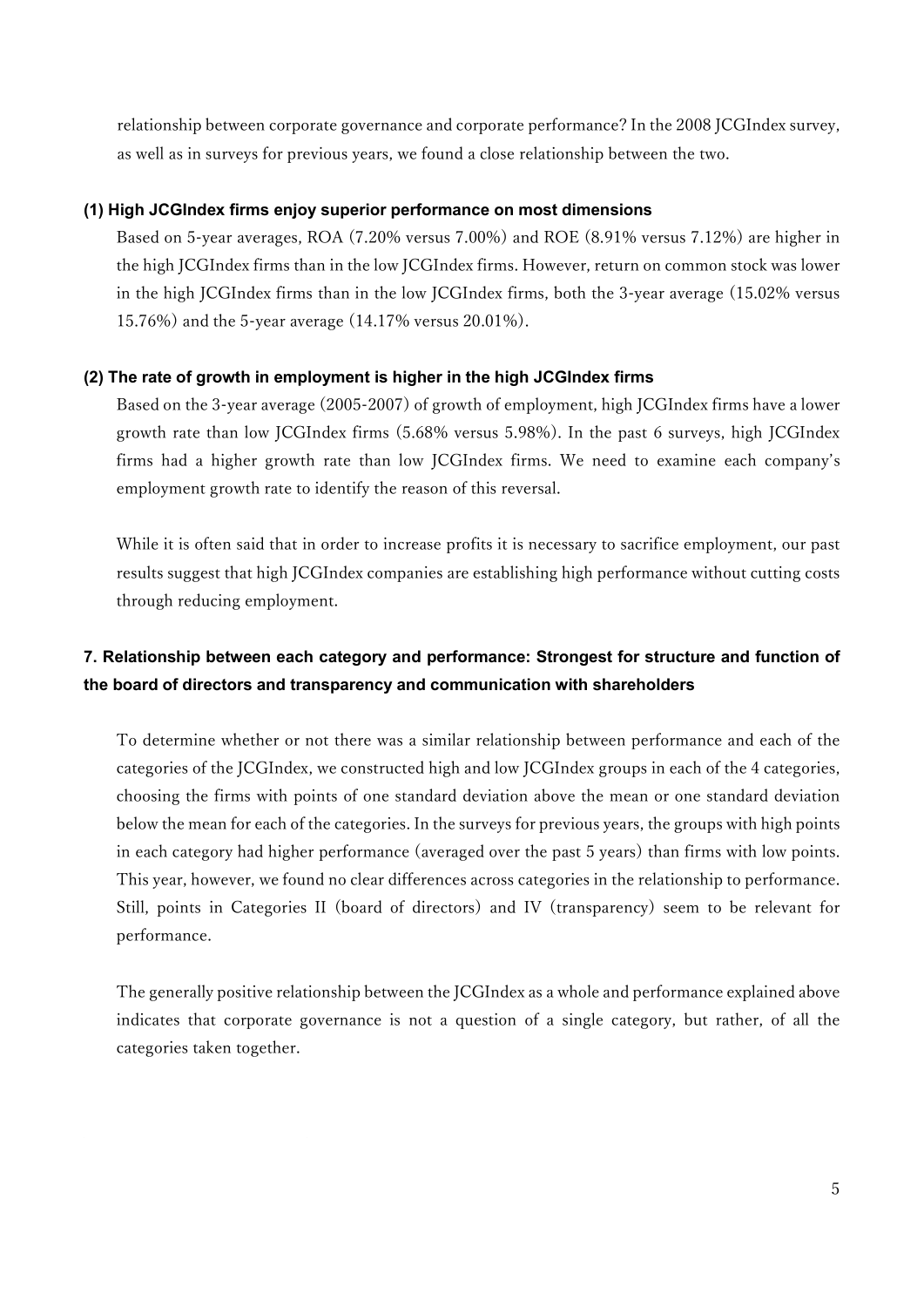relationship between corporate governance and corporate performance? In the 2008 JCGIndex survey, as well as in surveys for previous years, we found a close relationship between the two.

#### (1) High JCGIndex firms enjoy superior performance on most dimensions

Based on 5-year averages, ROA (7.20% versus 7.00%) and ROE (8.91% versus 7.12%) are higher in the high JCGIndex firms than in the low JCGIndex firms. However, return on common stock was lower in the high JCGIndex firms than in the low JCGIndex firms, both the 3-year average (15.02% versus 15.76%) and the 5-year average (14.17% versus 20.01%).

#### (2) The rate of growth in employment is higher in the high JCGIndex firms

Based on the 3-year average (2005-2007) of growth of employment, high JCGIndex firms have a lower growth rate than low JCGIndex firms (5.68% versus 5.98%). In the past 6 surveys, high JCGIndex firms had a higher growth rate than low JCGIndex firms. We need to examine each company's employment growth rate to identify the reason of this reversal.

While it is often said that in order to increase profits it is necessary to sacrifice employment, our past results suggest that high JCGIndex companies are establishing high performance without cutting costs through reducing employment.

### 7. Relationship between each category and performance: Strongest for structure and function of the board of directors and transparency and communication with shareholders

To determine whether or not there was a similar relationship between performance and each of the categories of the JCGIndex, we constructed high and low JCGIndex groups in each of the 4 categories, choosing the firms with points of one standard deviation above the mean or one standard deviation below the mean for each of the categories. In the surveys for previous years, the groups with high points in each category had higher performance (averaged over the past 5 years) than firms with low points. This year, however, we found no clear differences across categories in the relationship to performance. Still, points in Categories II (board of directors) and IV (transparency) seem to be relevant for performance.

The generally positive relationship between the JCGIndex as a whole and performance explained above indicates that corporate governance is not a question of a single category, but rather, of all the categories taken together.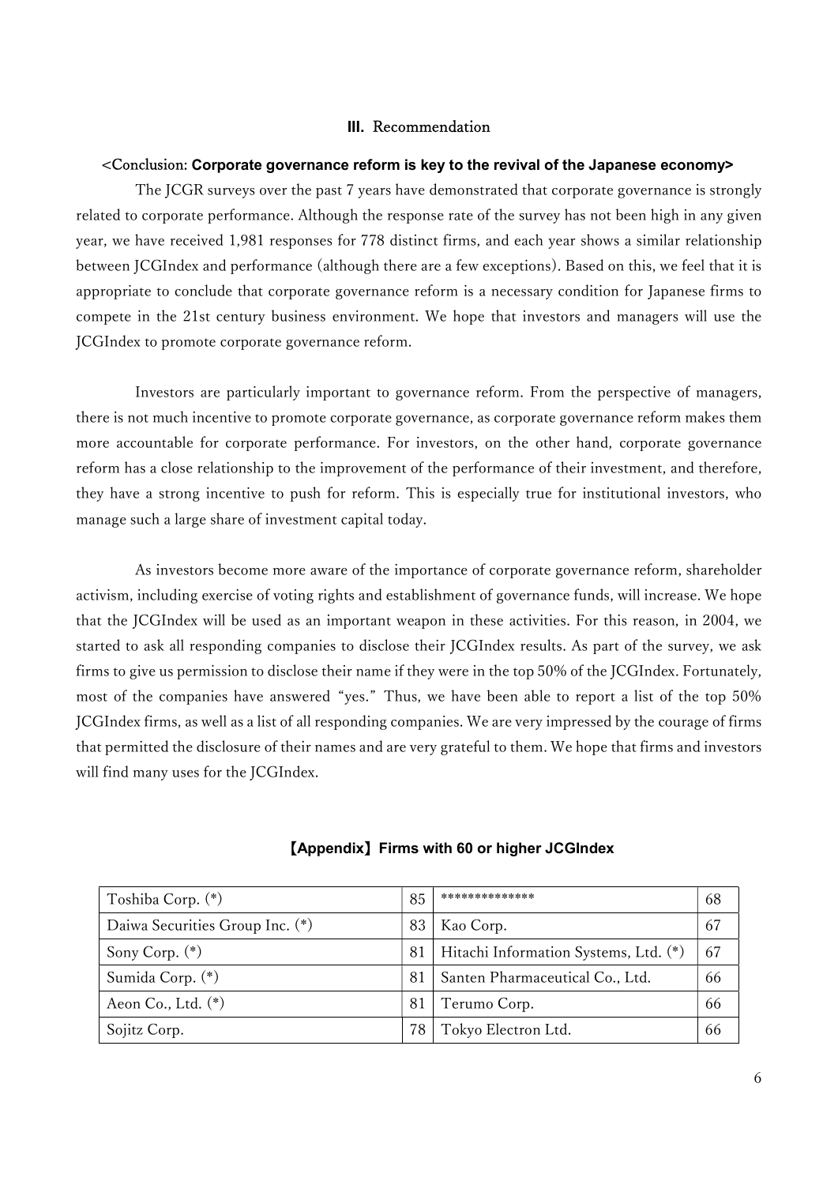## III. Recommendation

**<Conclusion: Corporate governance reform is key to the revival of the Japanese economy>**

The JCGR surveys over the past 7 years have demonstrated that corporate governance is strongly related to corporate performance. Although the response rate of the survey has not been high in any given year, we have received 1,981 responses for 778 distinct firms, and each year shows a similar relationship between JCGIndex and performance (although there are a few exceptions). Based on this, we feel that it is appropriate to conclude that corporate governance reform is a necessary condition for Japanese firms to compete in the 21st century business environment. We hope that investors and managers will use the JCGIndex to promote corporate governance reform.

Investors are particularly important to governance reform. From the perspective of managers, there is not much incentive to promote corporate governance, as corporate governance reform makes them more accountable for corporate performance. For investors, on the other hand, corporate governance reform has a close relationship to the improvement of the performance of their investment, and therefore, they have a strong incentive to push for reform. This is especially true for institutional investors, who manage such a large share of investment capital today.

As investors become more aware of the importance of corporate governance reform, shareholder activism, including exercise of voting rights and establishment of governance funds, will increase. We hope that the JCGIndex will be used as an important weapon in these activities. For this reason, in 2004, we started to ask all responding companies to disclose their JCGIndex results. As part of the survey, we ask firms to give us permission to disclose their name if they were in the top 50% of the JCGIndex. Fortunately, most of the companies have answered "yes." Thus, we have been able to report a list of the top 50% JCGIndex firms, as well as a list of all responding companies. We are very impressed by the courage of firms that permitted the disclosure of their names and are very grateful to them. We hope that firms and investors will find many uses for the JCGIndex.

**【Appendix】Firms with 60 or higher JCGIndex**

| | | | |
|---|---|---|---|
| Toshiba Corp. (*) | 85 | ************** | 68 |
| Daiwa Securities Group Inc. (*) | 83 | Kao Corp. | 67 |
| Sony Corp. (*) | 81 | Hitachi Information Systems, Ltd. (*) | 67 |
| Sumida Corp. (*) | 81 | Santen Pharmaceutical Co., Ltd. | 66 |
| Aeon Co., Ltd. (*) | 81 | Terumo Corp. | 66 |
| Sojitz Corp. | 78 | Tokyo Electron Ltd. | 66 |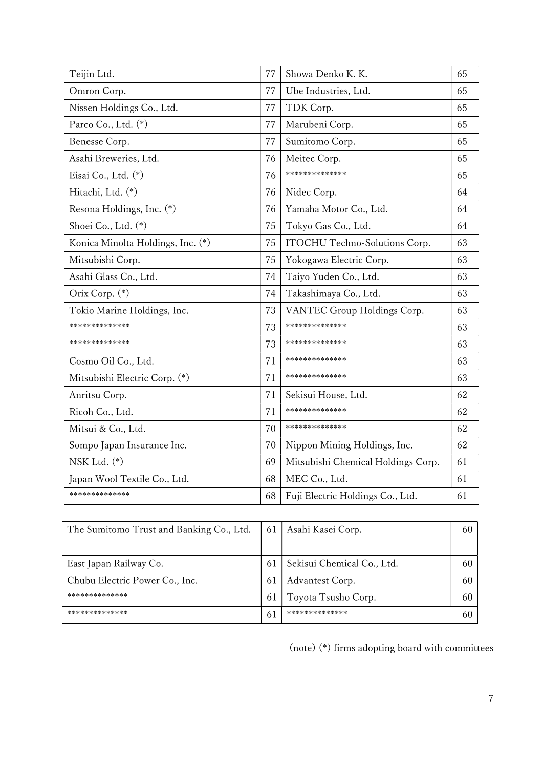| | | | |
|---|---|---|---|
| Teijin Ltd. | 77 | Showa Denko K. K. | 65 |
| Omron Corp. | 77 | Ube Industries, Ltd. | 65 |
| Nissen Holdings Co., Ltd. | 77 | TDK Corp. | 65 |
| Parco Co., Ltd. (*) | 77 | Marubeni Corp. | 65 |
| Benesse Corp. | 77 | Sumitomo Corp. | 65 |
| Asahi Breweries, Ltd. | 76 | Meitec Corp. | 65 |
| Eisai Co., Ltd. (*) | 76 | ************** | 65 |
| Hitachi, Ltd. (*) | 76 | Nidec Corp. | 64 |
| Resona Holdings, Inc. (*) | 76 | Yamaha Motor Co., Ltd. | 64 |
| Shoei Co., Ltd. (*) | 75 | Tokyo Gas Co., Ltd. | 64 |
| Konica Minolta Holdings, Inc. (*) | 75 | ITOCHU Techno-Solutions Corp. | 63 |
| Mitsubishi Corp. | 75 | Yokogawa Electric Corp. | 63 |
| Asahi Glass Co., Ltd. | 74 | Taiyo Yuden Co., Ltd. | 63 |
| Orix Corp. (*) | 74 | Takashimaya Co., Ltd. | 63 |
| Tokio Marine Holdings, Inc. | 73 | VANTEC Group Holdings Corp. | 63 |
| ************** | 73 | ************** | 63 |
| ************** | 73 | ************** | 63 |
| Cosmo Oil Co., Ltd. | 71 | ************** | 63 |
| Mitsubishi Electric Corp. (*) | 71 | ************** | 63 |
| Anritsu Corp. | 71 | Sekisui House, Ltd. | 62 |
| Ricoh Co., Ltd. | 71 | ************** | 62 |
| Mitsui & Co., Ltd. | 70 | ************** | 62 |
| Sompo Japan Insurance Inc. | 70 | Nippon Mining Holdings, Inc. | 62 |
| NSK Ltd. (*) | 69 | Mitsubishi Chemical Holdings Corp. | 61 |
| Japan Wool Textile Co., Ltd. | 68 | MEC Co., Ltd. | 61 |
| ************** | 68 | Fuji Electric Holdings Co., Ltd. | 61 |
| The Sumitomo Trust and Banking Co., Ltd. | 61 | Asahi Kasei Corp. | 60 |
| East Japan Railway Co. | 61 | Sekisui Chemical Co., Ltd. | 60 |
| Chubu Electric Power Co., Inc. | 61 | Advantest Corp. | 60 |
| ************** | 61 | Toyota Tsusho Corp. | 60 |
| ************** | 61 | ************** | 60 |

(note) (*) firms adopting board with committees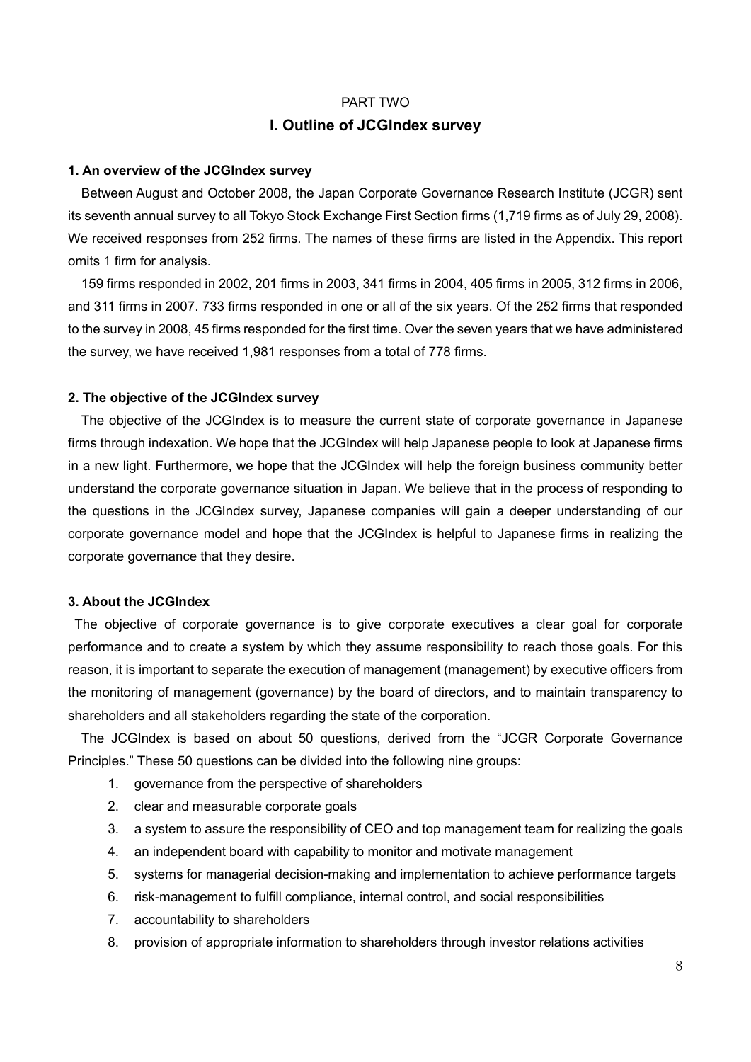PART TWO

# I. Outline of JCGIndex survey

### 1. An overview of the JCGIndex survey

Between August and October 2008, the Japan Corporate Governance Research Institute (JCGR) sent its seventh annual survey to all Tokyo Stock Exchange First Section firms (1,719 firms as of July 29, 2008). We received responses from 252 firms. The names of these firms are listed in the Appendix. This report omits 1 firm for analysis.

159 firms responded in 2002, 201 firms in 2003, 341 firms in 2004, 405 firms in 2005, 312 firms in 2006, and 311 firms in 2007. 733 firms responded in one or all of the six years. Of the 252 firms that responded to the survey in 2008, 45 firms responded for the first time. Over the seven years that we have administered the survey, we have received 1,981 responses from a total of 778 firms.

### 2. The objective of the JCGIndex survey

The objective of the JCGIndex is to measure the current state of corporate governance in Japanese firms through indexation. We hope that the JCGIndex will help Japanese people to look at Japanese firms in a new light. Furthermore, we hope that the JCGIndex will help the foreign business community better understand the corporate governance situation in Japan. We believe that in the process of responding to the questions in the JCGIndex survey, Japanese companies will gain a deeper understanding of our corporate governance model and hope that the JCGIndex is helpful to Japanese firms in realizing the corporate governance that they desire.

### 3. About the JCGIndex

The objective of corporate governance is to give corporate executives a clear goal for corporate performance and to create a system by which they assume responsibility to reach those goals. For this reason, it is important to separate the execution of management (management) by executive officers from the monitoring of management (governance) by the board of directors, and to maintain transparency to shareholders and all stakeholders regarding the state of the corporation.

The JCGIndex is based on about 50 questions, derived from the "JCGR Corporate Governance Principles." These 50 questions can be divided into the following nine groups:

1. governance from the perspective of shareholders
2. clear and measurable corporate goals
3. a system to assure the responsibility of CEO and top management team for realizing the goals
4. an independent board with capability to monitor and motivate management
5. systems for managerial decision-making and implementation to achieve performance targets
6. risk-management to fulfill compliance, internal control, and social responsibilities
7. accountability to shareholders
8. provision of appropriate information to shareholders through investor relations activities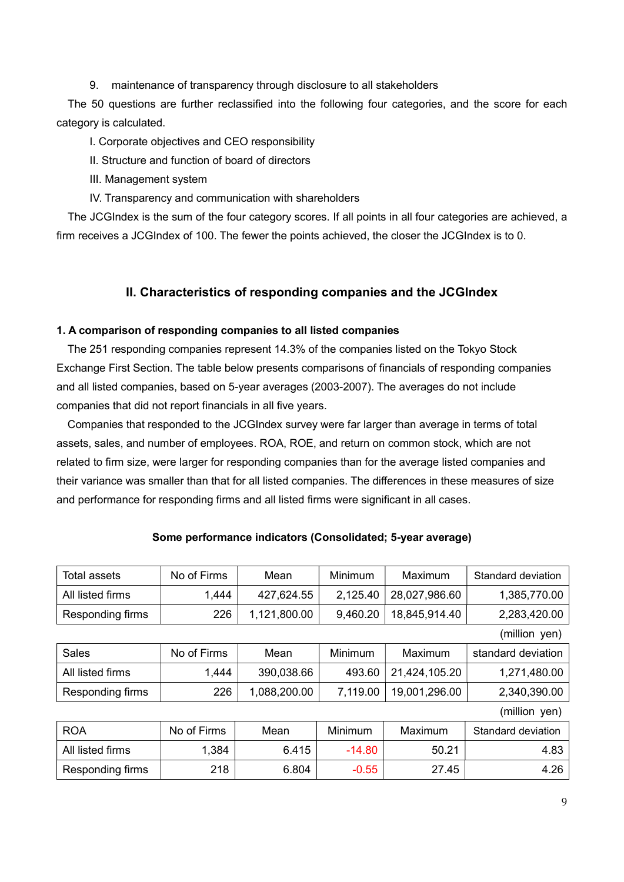9. maintenance of transparency through disclosure to all stakeholders

The 50 questions are further reclassified into the following four categories, and the score for each category is calculated.

I. Corporate objectives and CEO responsibility

II. Structure and function of board of directors

III. Management system

IV. Transparency and communication with shareholders

The JCGIndex is the sum of the four category scores. If all points in all four categories are achieved, a firm receives a JCGIndex of 100. The fewer the points achieved, the closer the JCGIndex is to 0.

## II. Characteristics of responding companies and the JCGIndex

### 1. A comparison of responding companies to all listed companies

The 251 responding companies represent 14.3% of the companies listed on the Tokyo Stock Exchange First Section. The table below presents comparisons of financials of responding companies and all listed companies, based on 5-year averages (2003-2007). The averages do not include companies that did not report financials in all five years.

Companies that responded to the JCGIndex survey were far larger than average in terms of total assets, sales, and number of employees. ROA, ROE, and return on common stock, which are not related to firm size, were larger for responding companies than for the average listed companies and their variance was smaller than that for all listed companies. The differences in these measures of size and performance for responding firms and all listed firms were significant in all cases.

**Some performance indicators (Consolidated; 5-year average)**

| Total assets | No of Firms | Mean | Minimum | Maximum | Standard deviation |
|---|---|---|---|---|---|
| All listed firms | 1,444 | 427,624.55 | 2,125.40 | 28,027,986.60 | 1,385,770.00 |
| Responding firms | 226 | 1,121,800.00 | 9,460.20 | 18,845,914.40 | 2,283,420.00 |

(million yen)

| Sales | No of Firms | Mean | Minimum | Maximum | standard deviation |
|---|---|---|---|---|---|
| All listed firms | 1,444 | 390,038.66 | 493.60 | 21,424,105.20 | 1,271,480.00 |
| Responding firms | 226 | 1,088,200.00 | 7,119.00 | 19,001,296.00 | 2,340,390.00 |

(million yen)

| ROA | No of Firms | Mean | Minimum | Maximum | Standard deviation |
|---|---|---|---|---|---|
| All listed firms | 1,384 | 6.415 | -14.80 | 50.21 | 4.83 |
| Responding firms | 218 | 6.804 | -0.55 | 27.45 | 4.26 |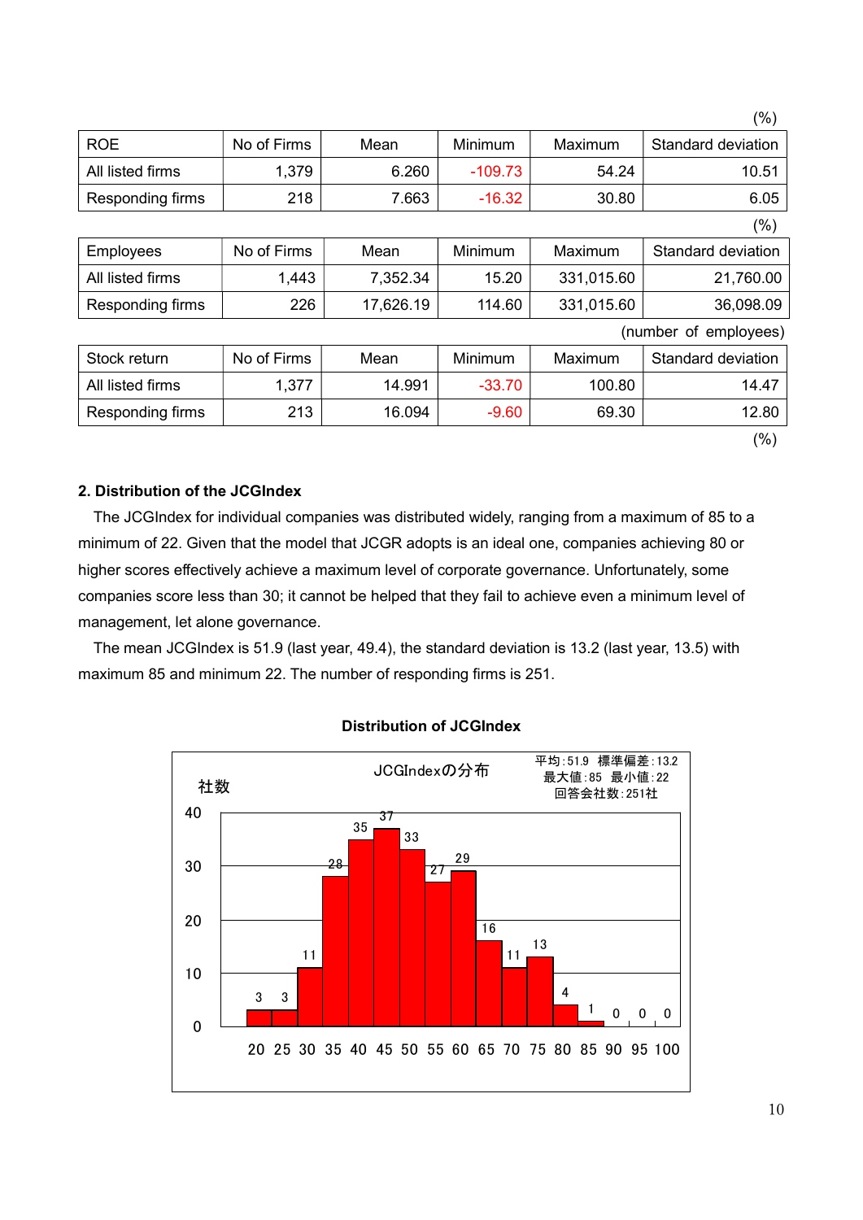(%)

| ROE | No of Firms | Mean | Minimum | Maximum | Standard deviation |
|---|---|---|---|---|---|
| All listed firms | 1,379 | 6.260 | -109.73 | 54.24 | 10.51 |
| Responding firms | 218 | 7.663 | -16.32 | 30.80 | 6.05 |

(%)

| Employees | No of Firms | Mean | Minimum | Maximum | Standard deviation |
|---|---|---|---|---|---|
| All listed firms | 1,443 | 7,352.34 | 15.20 | 331,015.60 | 21,760.00 |
| Responding firms | 226 | 17,626.19 | 114.60 | 331,015.60 | 36,098.09 |

(number of employees)

| Stock return | No of Firms | Mean | Minimum | Maximum | Standard deviation |
|---|---|---|---|---|---|
| All listed firms | 1,377 | 14.991 | -33.70 | 100.80 | 14.47 |
| Responding firms | 213 | 16.094 | -9.60 | 69.30 | 12.80 |

(%)

**2. Distribution of the JCGIndex**

The JCGIndex for individual companies was distributed widely, ranging from a maximum of 85 to a minimum of 22. Given that the model that JCGR adopts is an ideal one, companies achieving 80 or higher scores effectively achieve a maximum level of corporate governance. Unfortunately, some companies score less than 30; it cannot be helped that they fail to achieve even a minimum level of management, let alone governance.

The mean JCGIndex is 51.9 (last year, 49.4), the standard deviation is 13.2 (last year, 13.5) with maximum 85 and minimum 22. The number of responding firms is 251.

**Distribution of JCGIndex**

JCGIndexの分布

平均:51.9 標準偏差:13.2
最大値:85 最小値:22
回答会社数:251社

| 社数 (JCGIndex) | 20 | 25 | 30 | 35 | 40 | 45 | 50 | 55 | 60 | 65 | 70 | 75 | 80 | 85 | 90 | 95 |
|---|---|---|---|---|---|---|---|---|---|---|---|---|---|---|---|---|
| Number of firms | 3 | 3 | 11 | 28 | 35 | 37 | 33 | 27 | 29 | 16 | 11 | 13 | 4 | 1 | 0 | 0 |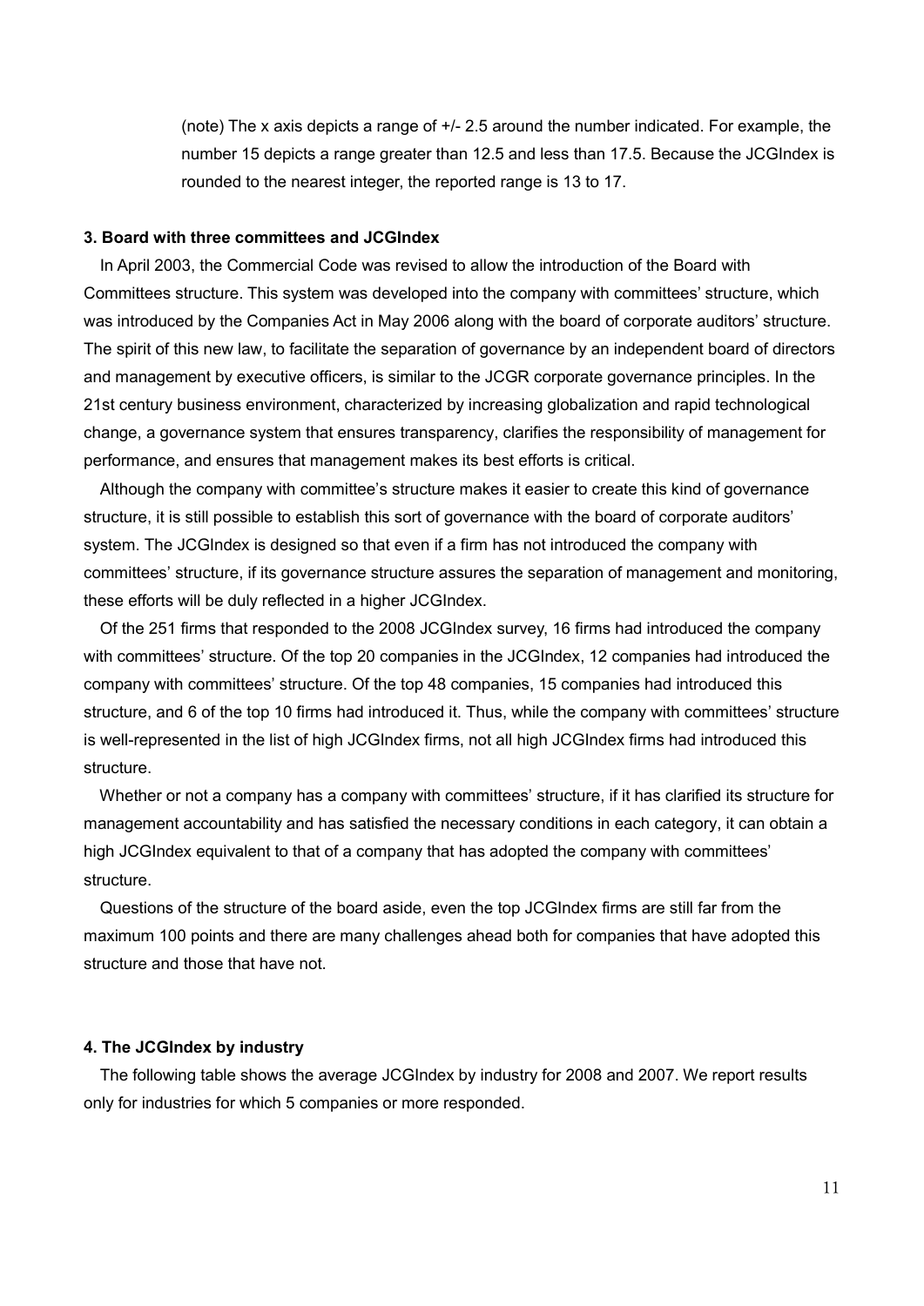(note) The x axis depicts a range of +/- 2.5 around the number indicated. For example, the number 15 depicts a range greater than 12.5 and less than 17.5. Because the JCGIndex is rounded to the nearest integer, the reported range is 13 to 17.

### 3. Board with three committees and JCGIndex

In April 2003, the Commercial Code was revised to allow the introduction of the Board with Committees structure. This system was developed into the company with committees' structure, which was introduced by the Companies Act in May 2006 along with the board of corporate auditors' structure. The spirit of this new law, to facilitate the separation of governance by an independent board of directors and management by executive officers, is similar to the JCGR corporate governance principles. In the 21st century business environment, characterized by increasing globalization and rapid technological change, a governance system that ensures transparency, clarifies the responsibility of management for performance, and ensures that management makes its best efforts is critical.

Although the company with committee's structure makes it easier to create this kind of governance structure, it is still possible to establish this sort of governance with the board of corporate auditors' system. The JCGIndex is designed so that even if a firm has not introduced the company with committees' structure, if its governance structure assures the separation of management and monitoring, these efforts will be duly reflected in a higher JCGIndex.

Of the 251 firms that responded to the 2008 JCGIndex survey, 16 firms had introduced the company with committees' structure. Of the top 20 companies in the JCGIndex, 12 companies had introduced the company with committees' structure. Of the top 48 companies, 15 companies had introduced this structure, and 6 of the top 10 firms had introduced it. Thus, while the company with committees' structure is well-represented in the list of high JCGIndex firms, not all high JCGIndex firms had introduced this structure.

Whether or not a company has a company with committees' structure, if it has clarified its structure for management accountability and has satisfied the necessary conditions in each category, it can obtain a high JCGIndex equivalent to that of a company that has adopted the company with committees' structure.

Questions of the structure of the board aside, even the top JCGIndex firms are still far from the maximum 100 points and there are many challenges ahead both for companies that have adopted this structure and those that have not.

### 4. The JCGIndex by industry

The following table shows the average JCGIndex by industry for 2008 and 2007. We report results only for industries for which 5 companies or more responded.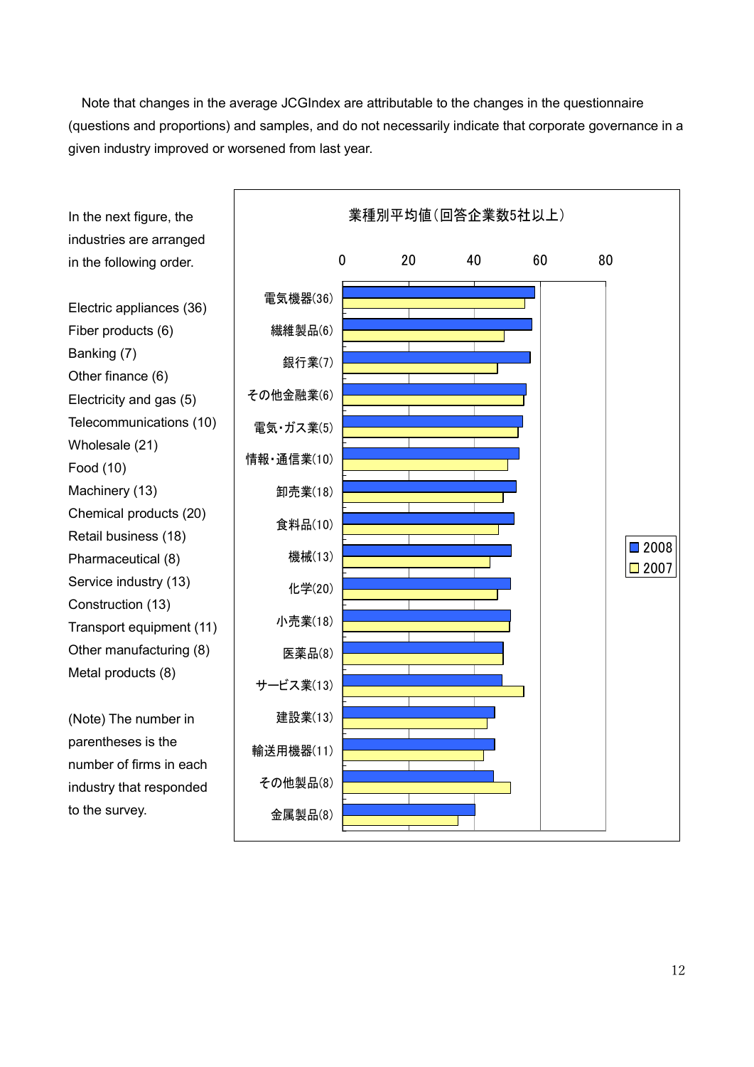Note that changes in the average JCGIndex are attributable to the changes in the questionnaire (questions and proportions) and samples, and do not necessarily indicate that corporate governance in a given industry improved or worsened from last year.

In the next figure, the industries are arranged in the following order.

Electric appliances (36)
Fiber products (6)
Banking (7)
Other finance (6)
Electricity and gas (5)
Telecommunications (10)
Wholesale (21)
Food (10)
Machinery (13)
Chemical products (20)
Retail business (18)
Pharmaceutical (8)
Service industry (13)
Construction (13)
Transport equipment (11)
Other manufacturing (8)
Metal products (8)

(Note) The number in parentheses is the number of firms in each industry that responded to the survey.

業種別平均値（回答企業数5社以上）

電気機器(36)
繊維製品(6)
銀行業(7)
その他金融業(6)
電気・ガス業(5)
情報・通信業(10)
卸売業(18)
食料品(10)
機械(13)
化学(20)
小売業(18)
医薬品(8)
サービス業(13)
建設業(13)
輸送用機器(11)
その他製品(8)
金属製品(8)

2008
2007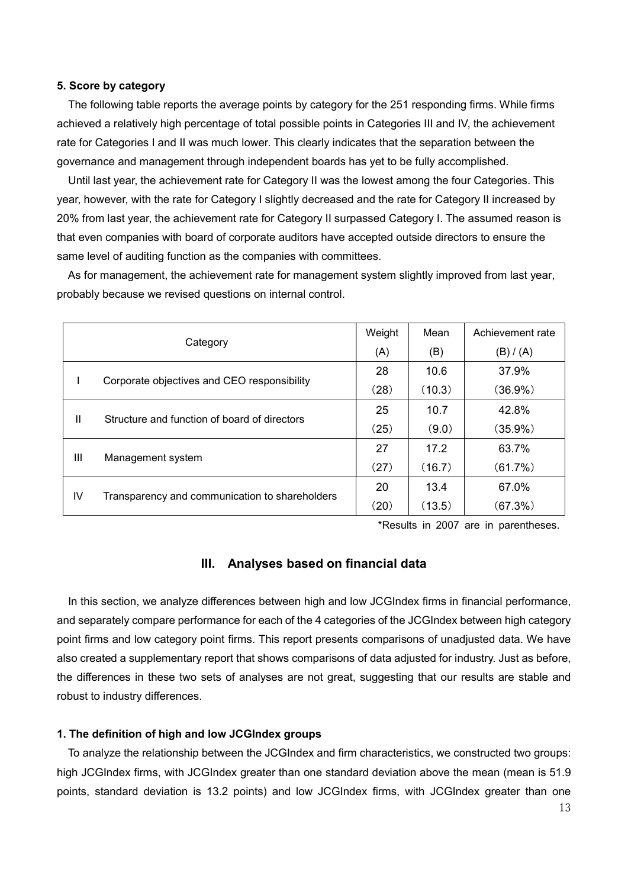### 5. Score by category

The following table reports the average points by category for the 251 responding firms. While firms achieved a relatively high percentage of total possible points in Categories III and IV, the achievement rate for Categories I and II was much lower. This clearly indicates that the separation between the governance and management through independent boards has yet to be fully accomplished.

Until last year, the achievement rate for Category II was the lowest among the four Categories. This year, however, with the rate for Category I slightly decreased and the rate for Category II increased by 20% from last year, the achievement rate for Category II surpassed Category I. The assumed reason is that even companies with board of corporate auditors have accepted outside directors to ensure the same level of auditing function as the companies with committees.

As for management, the achievement rate for management system slightly improved from last year, probably because we revised questions on internal control.

| | Category | Weight (A) | Mean (B) | Achievement rate (B) / (A) |
|---|---|---|---|---|
| I | Corporate objectives and CEO responsibility | 28 | 10.6 | 37.9% |
| | | (28) | (10.3) | (36.9%) |
| II | Structure and function of board of directors | 25 | 10.7 | 42.8% |
| | | (25) | (9.0) | (35.9%) |
| III | Management system | 27 | 17.2 | 63.7% |
| | | (27) | (16.7) | (61.7%) |
| IV | Transparency and communication to shareholders | 20 | 13.4 | 67.0% |
| | | (20) | (13.5) | (67.3%) |

*Results in 2007 are in parentheses.

## III. Analyses based on financial data

In this section, we analyze differences between high and low JCGIndex firms in financial performance, and separately compare performance for each of the 4 categories of the JCGIndex between high category point firms and low category point firms. This report presents comparisons of unadjusted data. We have also created a supplementary report that shows comparisons of data adjusted for industry. Just as before, the differences in these two sets of analyses are not great, suggesting that our results are stable and robust to industry differences.

### 1. The definition of high and low JCGIndex groups

To analyze the relationship between the JCGIndex and firm characteristics, we constructed two groups: high JCGIndex firms, with JCGIndex greater than one standard deviation above the mean (mean is 51.9 points, standard deviation is 13.2 points) and low JCGIndex firms, with JCGIndex greater than one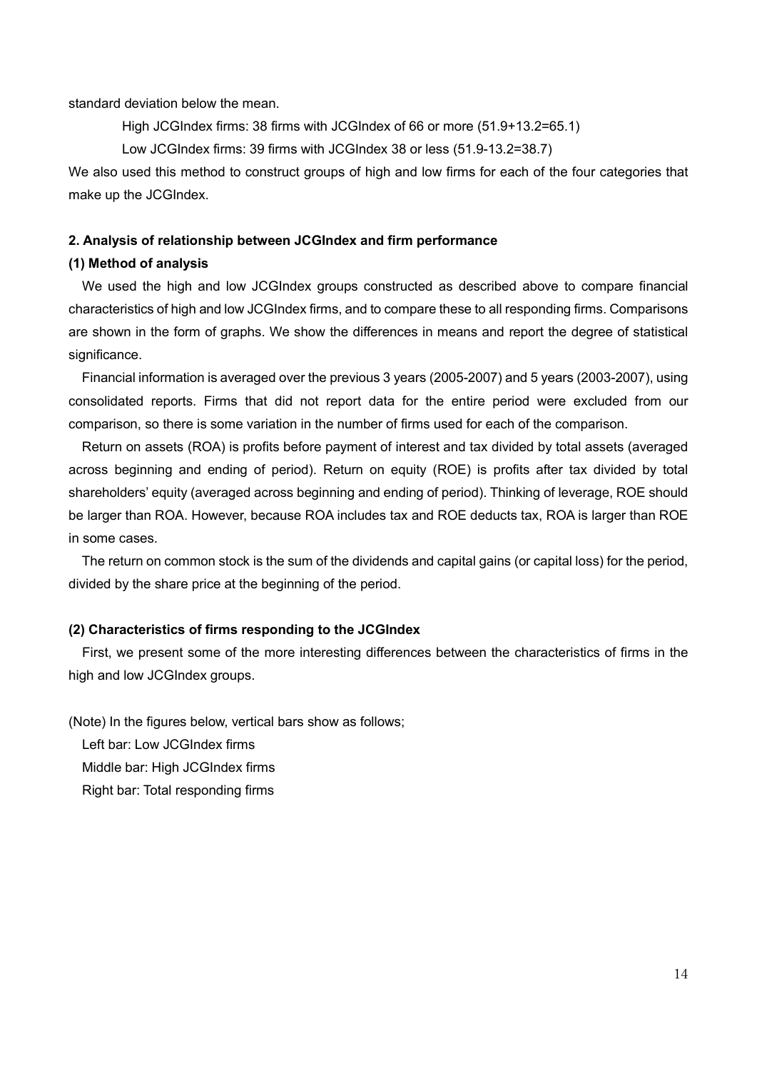standard deviation below the mean.

High JCGIndex firms: 38 firms with JCGIndex of 66 or more (51.9+13.2=65.1)

Low JCGIndex firms: 39 firms with JCGIndex 38 or less (51.9-13.2=38.7)

We also used this method to construct groups of high and low firms for each of the four categories that make up the JCGIndex.

### 2. Analysis of relationship between JCGIndex and firm performance

#### (1) Method of analysis

We used the high and low JCGIndex groups constructed as described above to compare financial characteristics of high and low JCGIndex firms, and to compare these to all responding firms. Comparisons are shown in the form of graphs. We show the differences in means and report the degree of statistical significance.

Financial information is averaged over the previous 3 years (2005-2007) and 5 years (2003-2007), using consolidated reports. Firms that did not report data for the entire period were excluded from our comparison, so there is some variation in the number of firms used for each of the comparison.

Return on assets (ROA) is profits before payment of interest and tax divided by total assets (averaged across beginning and ending of period). Return on equity (ROE) is profits after tax divided by total shareholders' equity (averaged across beginning and ending of period). Thinking of leverage, ROE should be larger than ROA. However, because ROA includes tax and ROE deducts tax, ROA is larger than ROE in some cases.

The return on common stock is the sum of the dividends and capital gains (or capital loss) for the period, divided by the share price at the beginning of the period.

#### (2) Characteristics of firms responding to the JCGIndex

First, we present some of the more interesting differences between the characteristics of firms in the high and low JCGIndex groups.

(Note) In the figures below, vertical bars show as follows;

Left bar: Low JCGIndex firms

Middle bar: High JCGIndex firms

Right bar: Total responding firms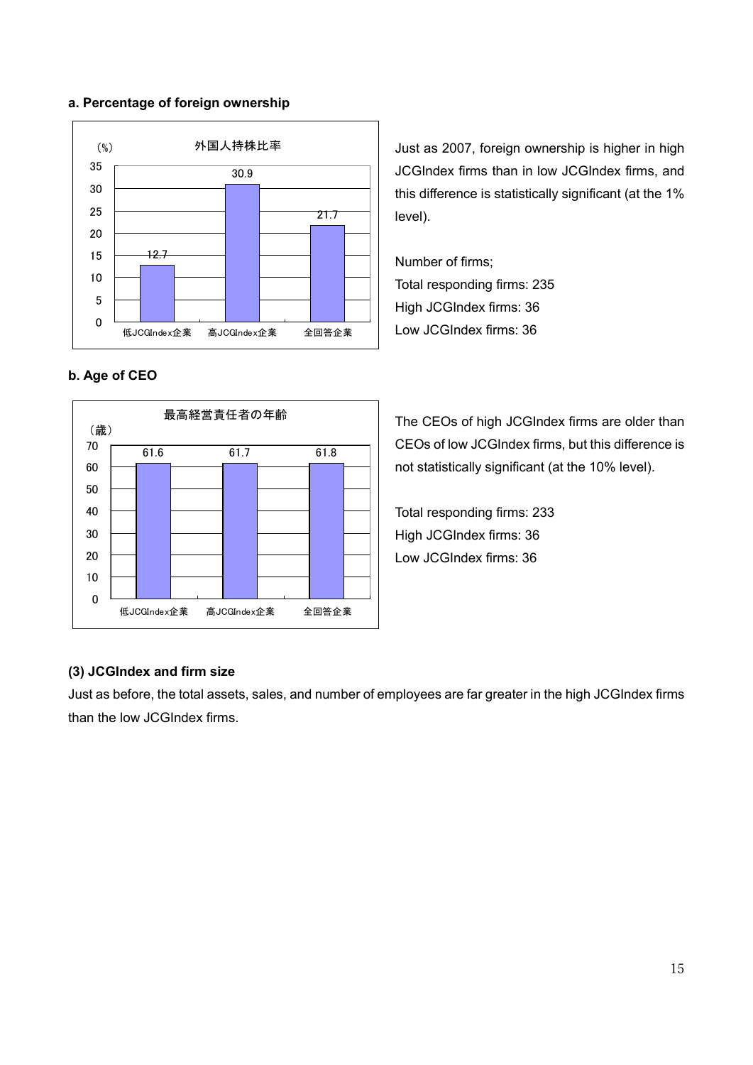**a. Percentage of foreign ownership**

| | 低JCGIndex企業 | 高JCGIndex企業 | 全回答企業 |
|---|---|---|---|
| 外国人持株比率 (%) | 12.7 | 30.9 | 21.7 |

Just as 2007, foreign ownership is higher in high JCGIndex firms than in low JCGIndex firms, and this difference is statistically significant (at the 1% level).

Number of firms;
Total responding firms: 235
High JCGIndex firms: 36
Low JCGIndex firms: 36

**b. Age of CEO**

| | 低JCGIndex企業 | 高JCGIndex企業 | 全回答企業 |
|---|---|---|---|
| 最高経営責任者の年齢 (歳) | 61.6 | 61.7 | 61.8 |

The CEOs of high JCGIndex firms are older than CEOs of low JCGIndex firms, but this difference is not statistically significant (at the 10% level).

Total responding firms: 233
High JCGIndex firms: 36
Low JCGIndex firms: 36

**(3) JCGIndex and firm size**

Just as before, the total assets, sales, and number of employees are far greater in the high JCGIndex firms than the low JCGIndex firms.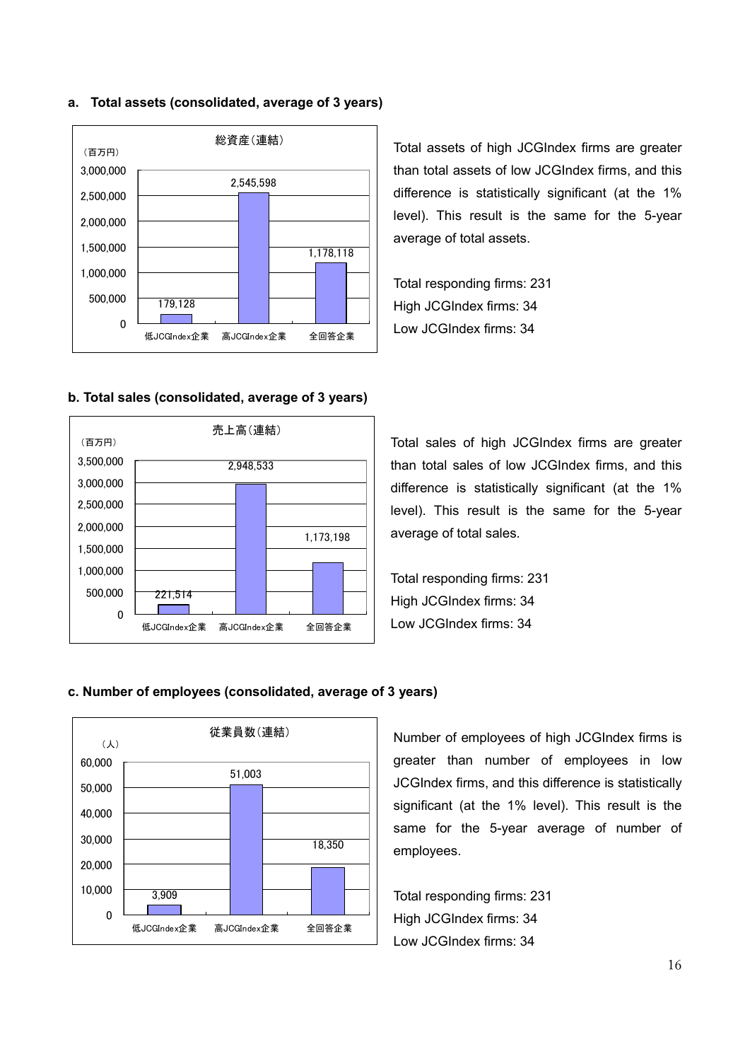#### a. Total assets (consolidated, average of 3 years)

総資産(連結)

(百万円)

| | 低JCGIndex企業 | 高JCGIndex企業 | 全回答企業 |
|---|---|---|---|
| 総資産(連結) | 179,128 | 2,545,598 | 1,178,118 |

Total assets of high JCGIndex firms are greater than total assets of low JCGIndex firms, and this difference is statistically significant (at the 1% level). This result is the same for the 5-year average of total assets.

Total responding firms: 231
High JCGIndex firms: 34
Low JCGIndex firms: 34

#### b. Total sales (consolidated, average of 3 years)

売上高(連結)

(百万円)

| | 低JCGIndex企業 | 高JCGIndex企業 | 全回答企業 |
|---|---|---|---|
| 売上高(連結) | 221,514 | 2,948,533 | 1,173,198 |

Total sales of high JCGIndex firms are greater than total sales of low JCGIndex firms, and this difference is statistically significant (at the 1% level). This result is the same for the 5-year average of total sales.

Total responding firms: 231
High JCGIndex firms: 34
Low JCGIndex firms: 34

#### c. Number of employees (consolidated, average of 3 years)

従業員数(連結)

(人)

| | 低JCGIndex企業 | 高JCGIndex企業 | 全回答企業 |
|---|---|---|---|
| 従業員数(連結) | 3,909 | 51,003 | 18,350 |

Number of employees of high JCGIndex firms is greater than number of employees in low JCGIndex firms, and this difference is statistically significant (at the 1% level). This result is the same for the 5-year average of number of employees.

Total responding firms: 231
High JCGIndex firms: 34
Low JCGIndex firms: 34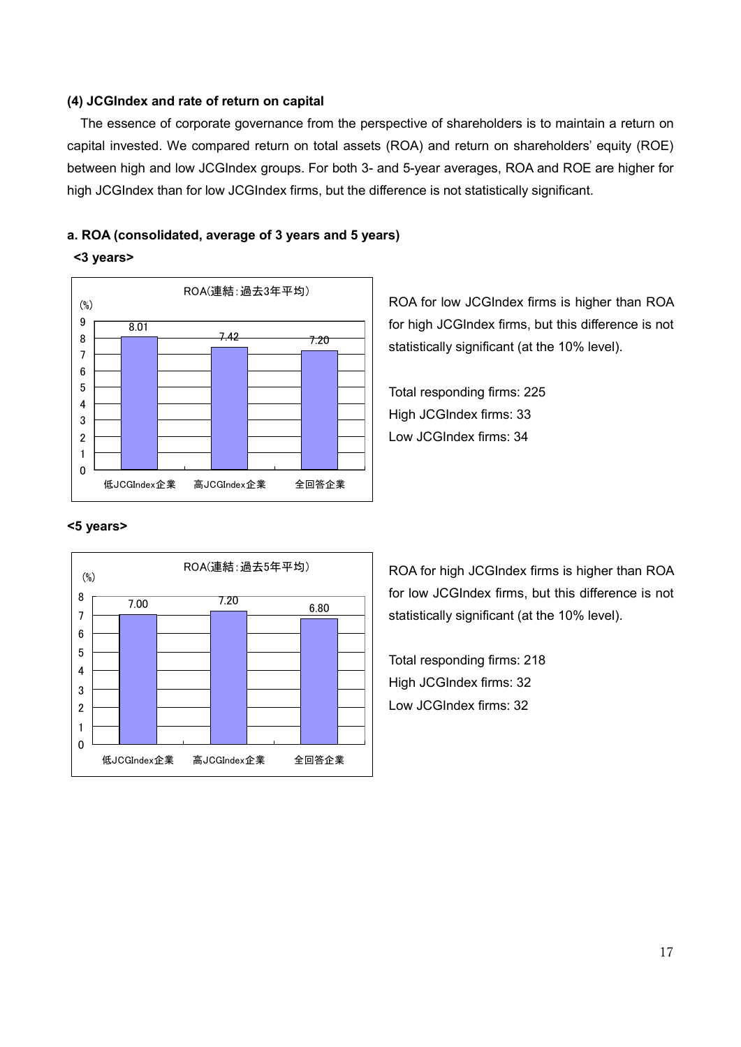### (4) JCGIndex and rate of return on capital

The essence of corporate governance from the perspective of shareholders is to maintain a return on capital invested. We compared return on total assets (ROA) and return on shareholders' equity (ROE) between high and low JCGIndex groups. For both 3- and 5-year averages, ROA and ROE are higher for high JCGIndex than for low JCGIndex firms, but the difference is not statistically significant.

#### a. ROA (consolidated, average of 3 years and 5 years)

**<3 years>**

ROA(連結：過去3年平均)

| | 低JCGIndex企業 | 高JCGIndex企業 | 全回答企業 |
|---|---|---|---|
| (%) | 8.01 | 7.42 | 7.20 |

ROA for low JCGIndex firms is higher than ROA for high JCGIndex firms, but this difference is not statistically significant (at the 10% level).

Total responding firms: 225
High JCGIndex firms: 33
Low JCGIndex firms: 34

**<5 years>**

ROA(連結：過去5年平均)

| | 低JCGIndex企業 | 高JCGIndex企業 | 全回答企業 |
|---|---|---|---|
| (%) | 7.00 | 7.20 | 6.80 |

ROA for high JCGIndex firms is higher than ROA for low JCGIndex firms, but this difference is not statistically significant (at the 10% level).

Total responding firms: 218
High JCGIndex firms: 32
Low JCGIndex firms: 32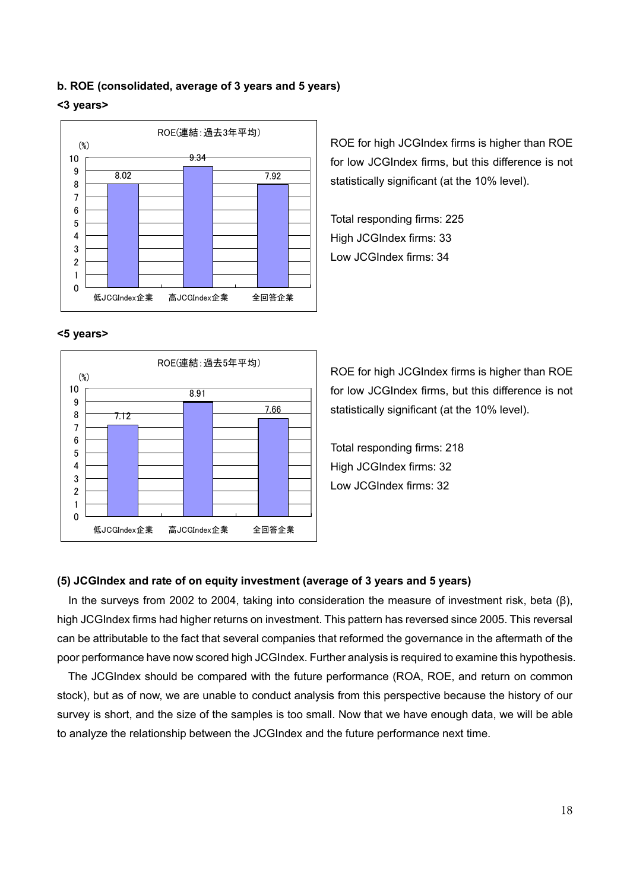**b. ROE (consolidated, average of 3 years and 5 years)**

**<3 years>**

ROE(連結：過去3年平均)

| | 低JCGIndex企業 | 高JCGIndex企業 | 全回答企業 |
|---|---|---|---|
| (%) | 8.02 | 9.34 | 7.92 |

ROE for high JCGIndex firms is higher than ROE for low JCGIndex firms, but this difference is not statistically significant (at the 10% level).

Total responding firms: 225
High JCGIndex firms: 33
Low JCGIndex firms: 34

**<5 years>**

ROE(連結：過去5年平均)

| | 低JCGIndex企業 | 高JCGIndex企業 | 全回答企業 |
|---|---|---|---|
| (%) | 7.12 | 8.91 | 7.66 |

ROE for high JCGIndex firms is higher than ROE for low JCGIndex firms, but this difference is not statistically significant (at the 10% level).

Total responding firms: 218
High JCGIndex firms: 32
Low JCGIndex firms: 32

**(5) JCGIndex and rate of on equity investment (average of 3 years and 5 years)**

In the surveys from 2002 to 2004, taking into consideration the measure of investment risk, beta (β), high JCGIndex firms had higher returns on investment. This pattern has reversed since 2005. This reversal can be attributable to the fact that several companies that reformed the governance in the aftermath of the poor performance have now scored high JCGIndex. Further analysis is required to examine this hypothesis.

The JCGIndex should be compared with the future performance (ROA, ROE, and return on common stock), but as of now, we are unable to conduct analysis from this perspective because the history of our survey is short, and the size of the samples is too small. Now that we have enough data, we will be able to analyze the relationship between the JCGIndex and the future performance next time.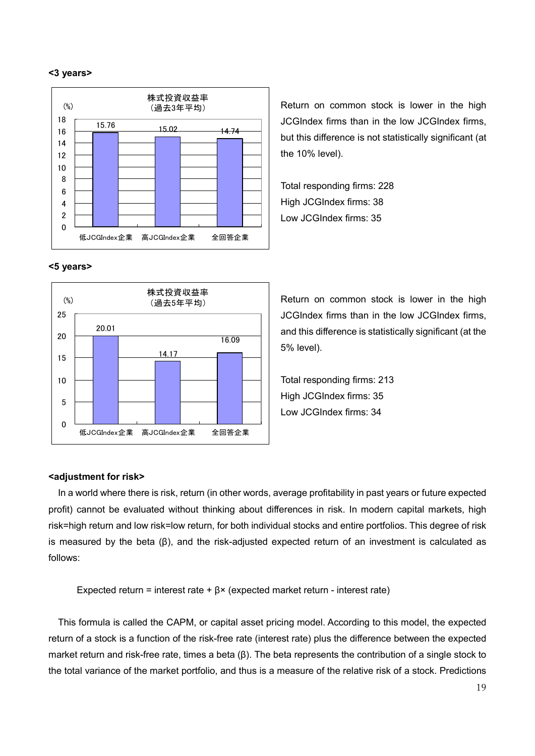**<3 years>**

株式投資収益率
（過去3年平均）

| | 低JCGIndex企業 | 高JCGIndex企業 | 全回答企業 |
|---|---|---|---|
| (%) | 15.76 | 15.02 | 14.74 |

Return on common stock is lower in the high JCGIndex firms than in the low JCGIndex firms, but this difference is not statistically significant (at the 10% level).

Total responding firms: 228
High JCGIndex firms: 38
Low JCGIndex firms: 35

**<5 years>**

株式投資収益率
（過去5年平均）

| | 低JCGIndex企業 | 高JCGIndex企業 | 全回答企業 |
|---|---|---|---|
| (%) | 20.01 | 14.17 | 16.09 |

Return on common stock is lower in the high JCGIndex firms than in the low JCGIndex firms, and this difference is statistically significant (at the 5% level).

Total responding firms: 213
High JCGIndex firms: 35
Low JCGIndex firms: 34

**<adjustment for risk>**

In a world where there is risk, return (in other words, average profitability in past years or future expected profit) cannot be evaluated without thinking about differences in risk. In modern capital markets, high risk=high return and low risk=low return, for both individual stocks and entire portfolios. This degree of risk is measured by the beta (β), and the risk-adjusted expected return of an investment is calculated as follows:

$$\text{Expected return} = \text{interest rate} + \beta \times (\text{expected market return} - \text{interest rate})$$

This formula is called the CAPM, or capital asset pricing model. According to this model, the expected return of a stock is a function of the risk-free rate (interest rate) plus the difference between the expected market return and risk-free rate, times a beta (β). The beta represents the contribution of a single stock to the total variance of the market portfolio, and thus is a measure of the relative risk of a stock. Predictions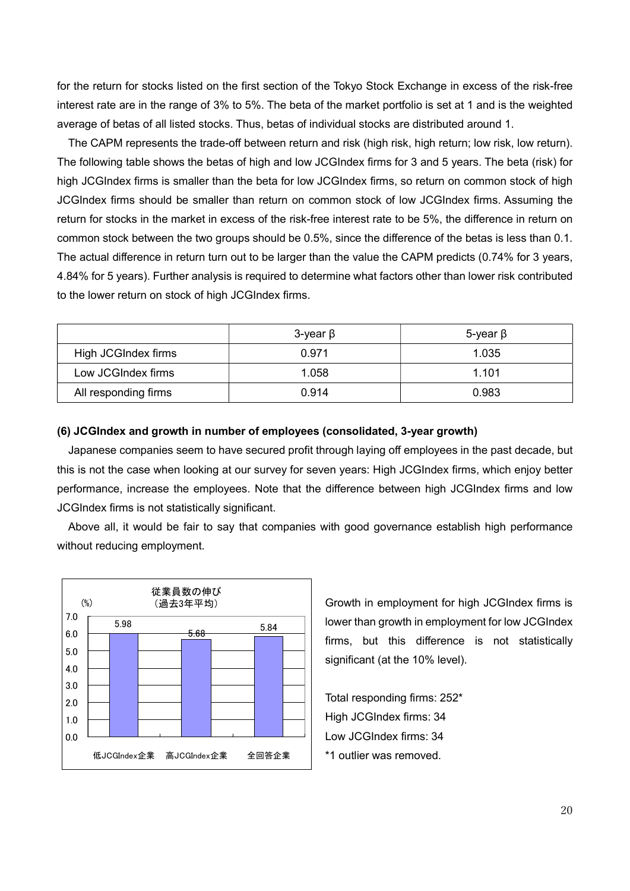for the return for stocks listed on the first section of the Tokyo Stock Exchange in excess of the risk-free interest rate are in the range of 3% to 5%. The beta of the market portfolio is set at 1 and is the weighted average of betas of all listed stocks. Thus, betas of individual stocks are distributed around 1.

The CAPM represents the trade-off between return and risk (high risk, high return; low risk, low return). The following table shows the betas of high and low JCGIndex firms for 3 and 5 years. The beta (risk) for high JCGIndex firms is smaller than the beta for low JCGIndex firms, so return on common stock of high JCGIndex firms should be smaller than return on common stock of low JCGIndex firms. Assuming the return for stocks in the market in excess of the risk-free interest rate to be 5%, the difference in return on common stock between the two groups should be 0.5%, since the difference of the betas is less than 0.1. The actual difference in return turn out to be larger than the value the CAPM predicts (0.74% for 3 years, 4.84% for 5 years). Further analysis is required to determine what factors other than lower risk contributed to the lower return on stock of high JCGIndex firms.

| | 3-year β | 5-year β |
|---|---|---|
| High JCGIndex firms | 0.971 | 1.035 |
| Low JCGIndex firms | 1.058 | 1.101 |
| All responding firms | 0.914 | 0.983 |

**(6) JCGIndex and growth in number of employees (consolidated, 3-year growth)**

Japanese companies seem to have secured profit through laying off employees in the past decade, but this is not the case when looking at our survey for seven years: High JCGIndex firms, which enjoy better performance, increase the employees. Note that the difference between high JCGIndex firms and low JCGIndex firms is not statistically significant.

Above all, it would be fair to say that companies with good governance establish high performance without reducing employment.

従業員数の伸び（過去3年平均）

| | 低JCGIndex企業 | 高JCGIndex企業 | 全回答企業 |
|---|---|---|---|
| (%) | 5.98 | 5.68 | 5.84 |

Growth in employment for high JCGIndex firms is lower than growth in employment for low JCGIndex firms, but this difference is not statistically significant (at the 10% level).

Total responding firms: 252*
High JCGIndex firms: 34
Low JCGIndex firms: 34
*1 outlier was removed.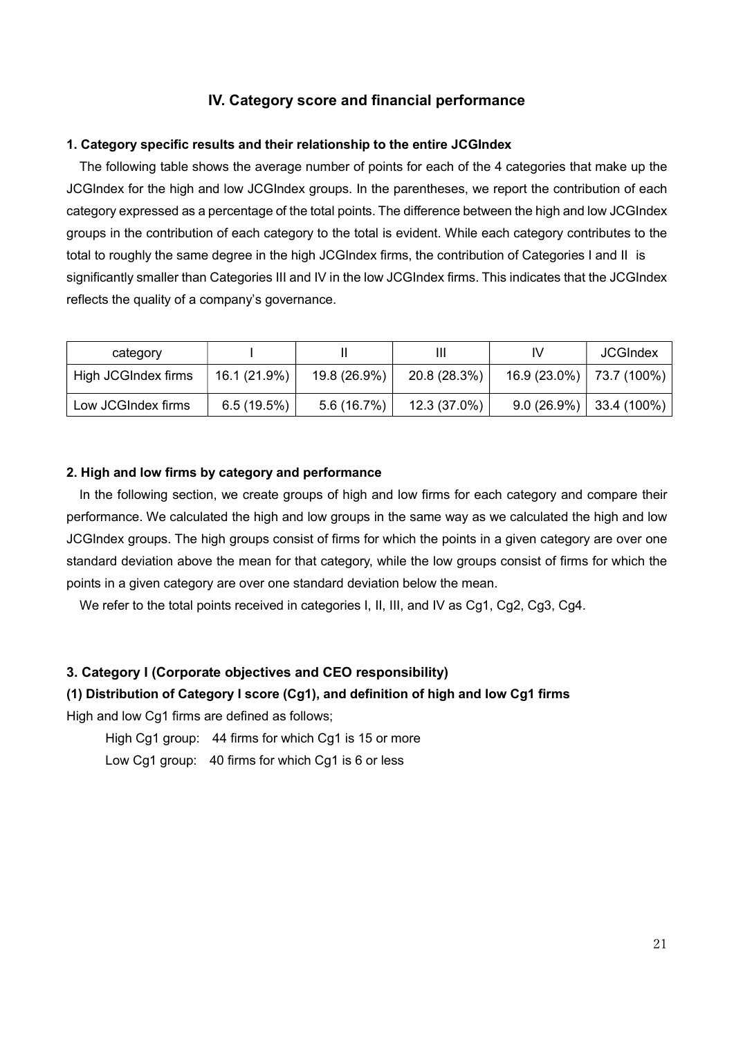## IV. Category score and financial performance

### 1. Category specific results and their relationship to the entire JCGIndex

The following table shows the average number of points for each of the 4 categories that make up the JCGIndex for the high and low JCGIndex groups. In the parentheses, we report the contribution of each category expressed as a percentage of the total points. The difference between the high and low JCGIndex groups in the contribution of each category to the total is evident. While each category contributes to the total to roughly the same degree in the high JCGIndex firms, the contribution of Categories I and II is significantly smaller than Categories III and IV in the low JCGIndex firms. This indicates that the JCGIndex reflects the quality of a company's governance.

| category | I | II | III | IV | JCGIndex |
|---|---|---|---|---|---|
| High JCGIndex firms | 16.1 (21.9%) | 19.8 (26.9%) | 20.8 (28.3%) | 16.9 (23.0%) | 73.7 (100%) |
| Low JCGIndex firms | 6.5 (19.5%) | 5.6 (16.7%) | 12.3 (37.0%) | 9.0 (26.9%) | 33.4 (100%) |

### 2. High and low firms by category and performance

In the following section, we create groups of high and low firms for each category and compare their performance. We calculated the high and low groups in the same way as we calculated the high and low JCGIndex groups. The high groups consist of firms for which the points in a given category are over one standard deviation above the mean for that category, while the low groups consist of firms for which the points in a given category are over one standard deviation below the mean.

We refer to the total points received in categories I, II, III, and IV as Cg1, Cg2, Cg3, Cg4.

### 3. Category I (Corporate objectives and CEO responsibility)

#### (1) Distribution of Category I score (Cg1), and definition of high and low Cg1 firms

High and low Cg1 firms are defined as follows;

High Cg1 group: 44 firms for which Cg1 is 15 or more

Low Cg1 group: 40 firms for which Cg1 is 6 or less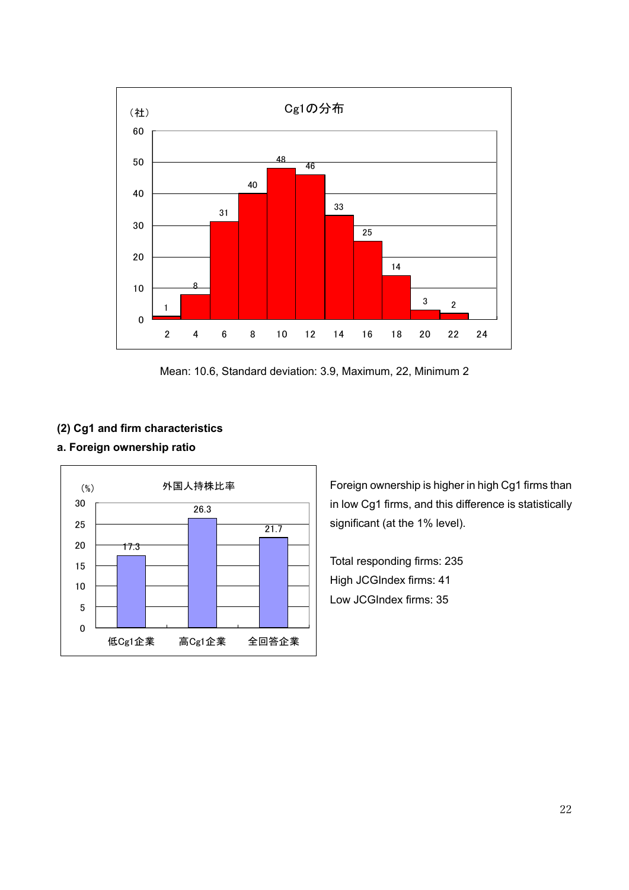Cg1の分布

（社）

| Cg1 | 2 | 4 | 6 | 8 | 10 | 12 | 14 | 16 | 18 | 20 | 22 | 24 |
|---|---|---|---|---|---|---|---|---|---|---|---|---|
| 社 | 1 | 8 | 31 | 40 | 48 | 46 | 33 | 25 | 14 | 3 | 2 | |

Mean: 10.6, Standard deviation: 3.9, Maximum, 22, Minimum 2

**(2) Cg1 and firm characteristics**

**a. Foreign ownership ratio**

外国人持株比率

（%）

| 低Cg1企業 | 高Cg1企業 | 全回答企業 |
|---|---|---|
| 17.3 | 26.3 | 21.7 |

Foreign ownership is higher in high Cg1 firms than in low Cg1 firms, and this difference is statistically significant (at the 1% level).

Total responding firms: 235
High JCGIndex firms: 41
Low JCGIndex firms: 35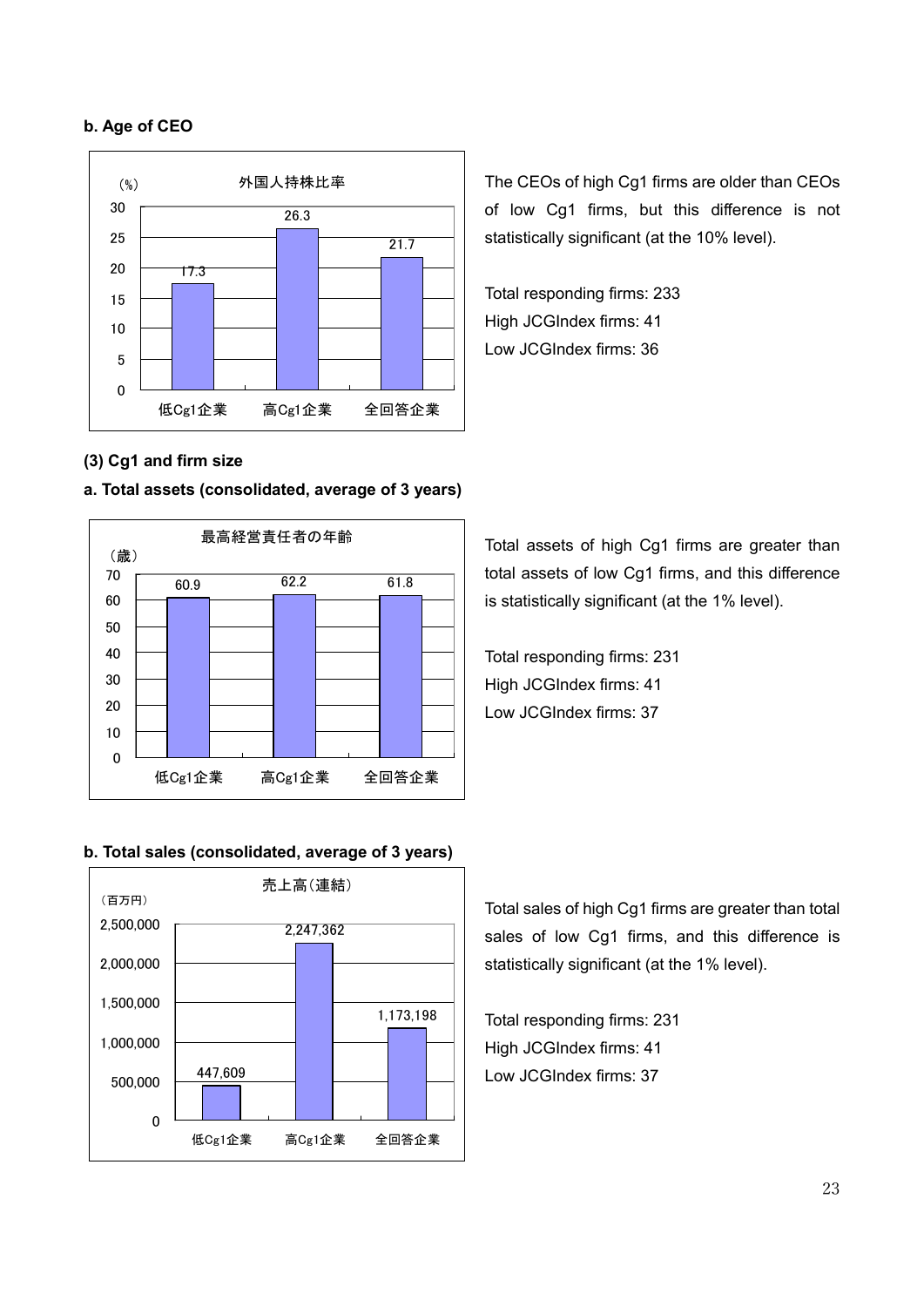**b. Age of CEO**

| | 低Cg1企業 | 高Cg1企業 | 全回答企業 |
|---|---|---|---|
| 外国人持株比率 (%) | 17.3 | 26.3 | 21.7 |

The CEOs of high Cg1 firms are older than CEOs of low Cg1 firms, but this difference is not statistically significant (at the 10% level).

Total responding firms: 233
High JCGIndex firms: 41
Low JCGIndex firms: 36

**(3) Cg1 and firm size**

**a. Total assets (consolidated, average of 3 years)**

| | 低Cg1企業 | 高Cg1企業 | 全回答企業 |
|---|---|---|---|
| 最高経営責任者の年齢 (歳) | 60.9 | 62.2 | 61.8 |

Total assets of high Cg1 firms are greater than total assets of low Cg1 firms, and this difference is statistically significant (at the 1% level).

Total responding firms: 231
High JCGIndex firms: 41
Low JCGIndex firms: 37

**b. Total sales (consolidated, average of 3 years)**

| | 低Cg1企業 | 高Cg1企業 | 全回答企業 |
|---|---|---|---|
| 売上高(連結) (百万円) | 447,609 | 2,247,362 | 1,173,198 |

Total sales of high Cg1 firms are greater than total sales of low Cg1 firms, and this difference is statistically significant (at the 1% level).

Total responding firms: 231
High JCGIndex firms: 41
Low JCGIndex firms: 37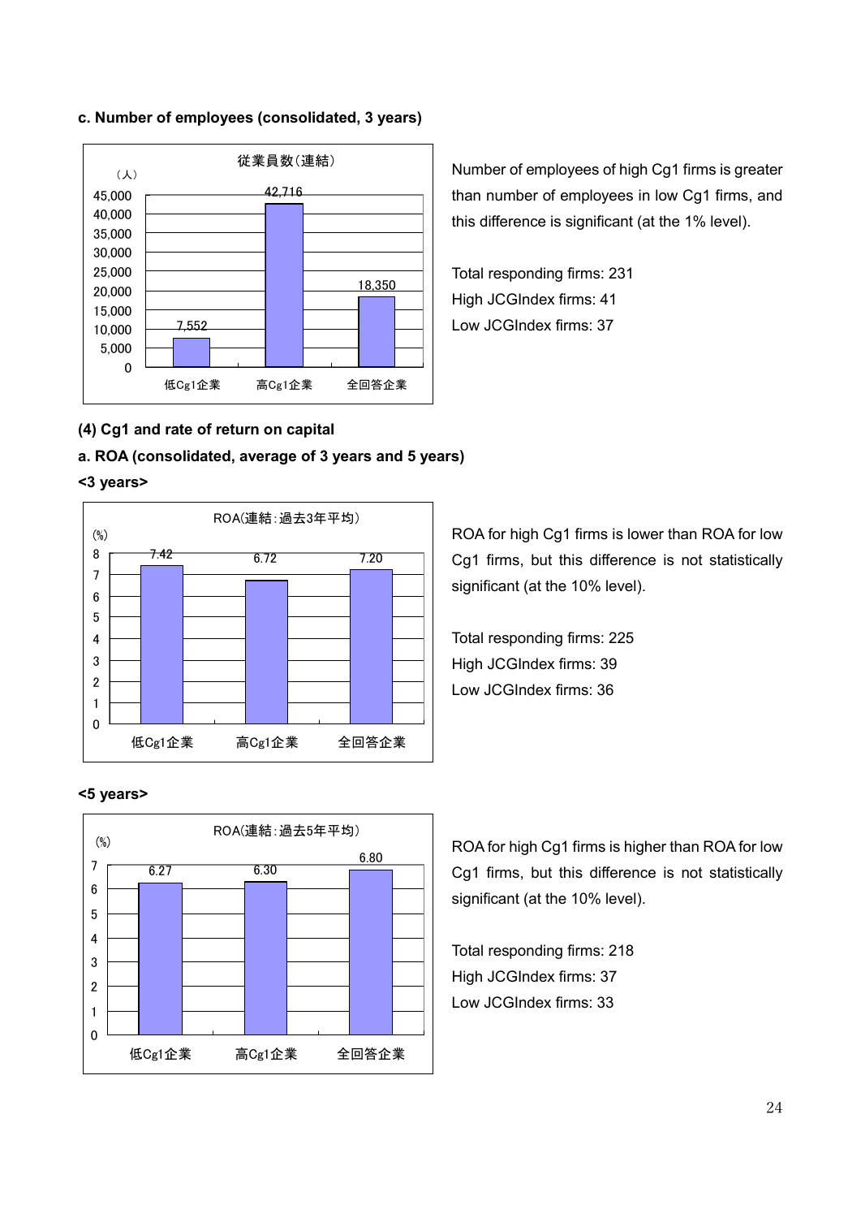**c. Number of employees (consolidated, 3 years)**

従業員数(連結)

(人)

| | 低Cg1企業 | 高Cg1企業 | 全回答企業 |
|---|---|---|---|
| 従業員数 | 7,552 | 42,716 | 18,350 |

Number of employees of high Cg1 firms is greater than number of employees in low Cg1 firms, and this difference is significant (at the 1% level).

Total responding firms: 231
High JCGIndex firms: 41
Low JCGIndex firms: 37

**(4) Cg1 and rate of return on capital**

**a. ROA (consolidated, average of 3 years and 5 years)**

**<3 years>**

ROA(連結:過去3年平均)

(%)

| | 低Cg1企業 | 高Cg1企業 | 全回答企業 |
|---|---|---|---|
| ROA | 7.42 | 6.72 | 7.20 |

ROA for high Cg1 firms is lower than ROA for low Cg1 firms, but this difference is not statistically significant (at the 10% level).

Total responding firms: 225
High JCGIndex firms: 39
Low JCGIndex firms: 36

**<5 years>**

ROA(連結:過去5年平均)

(%)

| | 低Cg1企業 | 高Cg1企業 | 全回答企業 |
|---|---|---|---|
| ROA | 6.27 | 6.30 | 6.80 |

ROA for high Cg1 firms is higher than ROA for low Cg1 firms, but this difference is not statistically significant (at the 10% level).

Total responding firms: 218
High JCGIndex firms: 37
Low JCGIndex firms: 33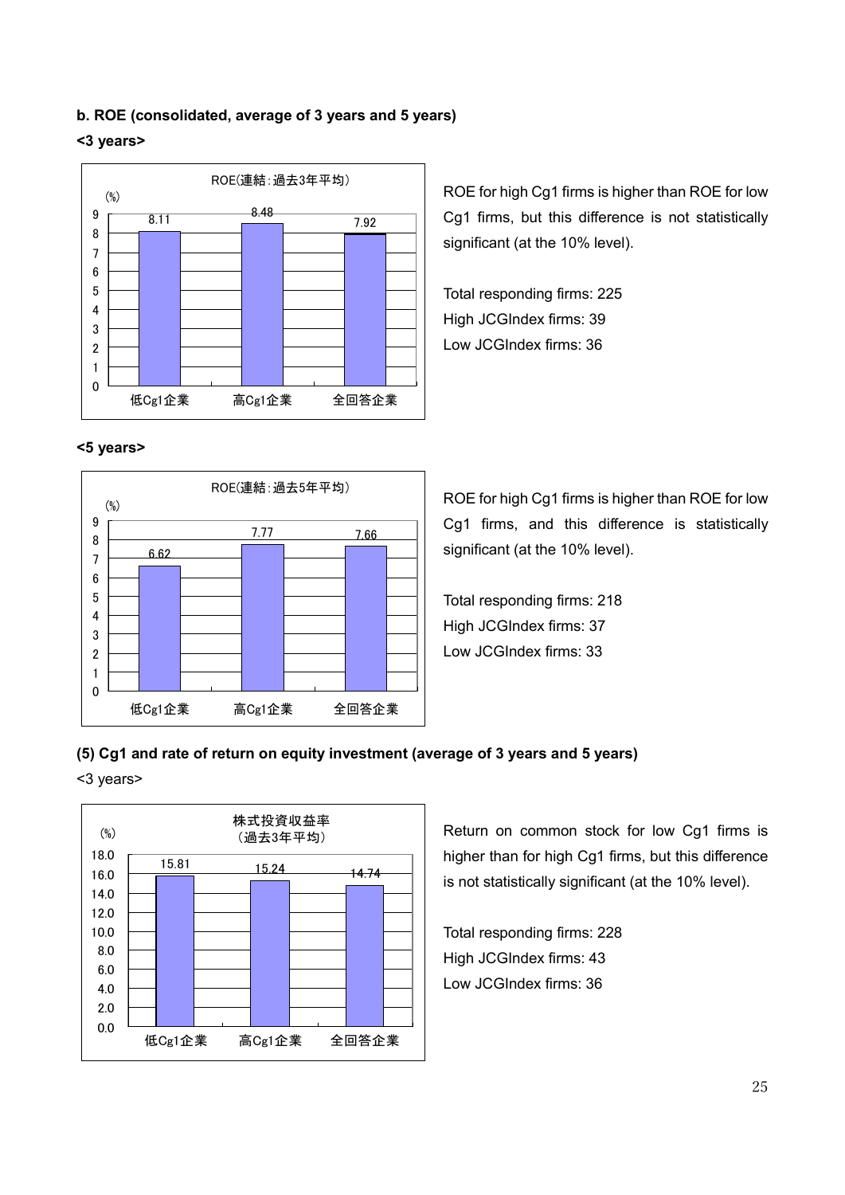**b. ROE (consolidated, average of 3 years and 5 years)**

**<3 years>**

ROE(連結：過去3年平均)

| | 低Cg1企業 | 高Cg1企業 | 全回答企業 |
|---|---|---|---|
| (%) | 8.11 | 8.48 | 7.92 |

ROE for high Cg1 firms is higher than ROE for low Cg1 firms, but this difference is not statistically significant (at the 10% level).

Total responding firms: 225
High JCGIndex firms: 39
Low JCGIndex firms: 36

**<5 years>**

ROE(連結：過去5年平均)

| | 低Cg1企業 | 高Cg1企業 | 全回答企業 |
|---|---|---|---|
| (%) | 6.62 | 7.77 | 7.66 |

ROE for high Cg1 firms is higher than ROE for low Cg1 firms, and this difference is statistically significant (at the 10% level).

Total responding firms: 218
High JCGIndex firms: 37
Low JCGIndex firms: 33

**(5) Cg1 and rate of return on equity investment (average of 3 years and 5 years)**

<3 years>

株式投資収益率（過去3年平均）

| | 低Cg1企業 | 高Cg1企業 | 全回答企業 |
|---|---|---|---|
| (%) | 15.81 | 15.24 | 14.74 |

Return on common stock for low Cg1 firms is higher than for high Cg1 firms, but this difference is not statistically significant (at the 10% level).

Total responding firms: 228
High JCGIndex firms: 43
Low JCGIndex firms: 36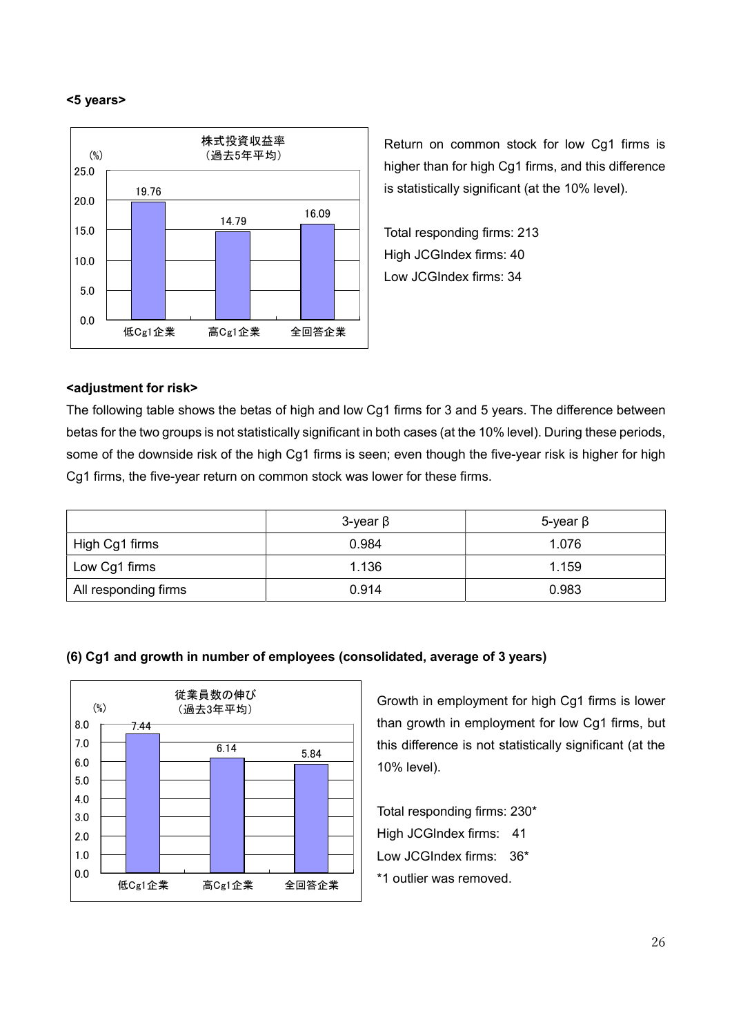**<5 years>**

株式投資収益率（過去5年平均）

| (%) | 低Cg1企業 | 高Cg1企業 | 全回答企業 |
|---|---|---|---|
| 株式投資収益率 | 19.76 | 14.79 | 16.09 |

Return on common stock for low Cg1 firms is higher than for high Cg1 firms, and this difference is statistically significant (at the 10% level).

Total responding firms: 213
High JCGIndex firms: 40
Low JCGIndex firms: 34

**<adjustment for risk>**

The following table shows the betas of high and low Cg1 firms for 3 and 5 years. The difference between betas for the two groups is not statistically significant in both cases (at the 10% level). During these periods, some of the downside risk of the high Cg1 firms is seen; even though the five-year risk is higher for high Cg1 firms, the five-year return on common stock was lower for these firms.

| | 3-year β | 5-year β |
|---|---|---|
| High Cg1 firms | 0.984 | 1.076 |
| Low Cg1 firms | 1.136 | 1.159 |
| All responding firms | 0.914 | 0.983 |

**(6) Cg1 and growth in number of employees (consolidated, average of 3 years)**

従業員数の伸び（過去3年平均）

| (%) | 低Cg1企業 | 高Cg1企業 | 全回答企業 |
|---|---|---|---|
| 従業員数の伸び | 7.44 | 6.14 | 5.84 |

Growth in employment for high Cg1 firms is lower than growth in employment for low Cg1 firms, but this difference is not statistically significant (at the 10% level).

Total responding firms: 230*
High JCGIndex firms: 41
Low JCGIndex firms: 36*
*1 outlier was removed.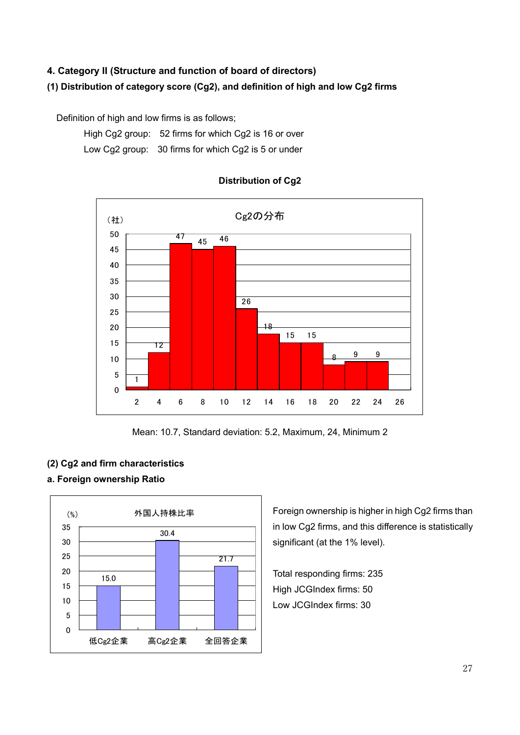## 4. Category II (Structure and function of board of directors)

### (1) Distribution of category score (Cg2), and definition of high and low Cg2 firms

Definition of high and low firms is as follows;

High Cg2 group: 52 firms for which Cg2 is 16 or over

Low Cg2 group: 30 firms for which Cg2 is 5 or under

**Distribution of Cg2**

Cg2の分布

(社)

| Cg2 | 2 | 4 | 6 | 8 | 10 | 12 | 14 | 16 | 18 | 20 | 22 | 24 | 26 |
|---|---|---|---|---|---|---|---|---|---|---|---|---|---|
| Firms | 1 | 12 | 47 | 45 | 46 | 26 | 18 | 15 | 15 | 8 | 9 | 9 | |

Mean: 10.7, Standard deviation: 5.2, Maximum, 24, Minimum 2

### (2) Cg2 and firm characteristics

**a. Foreign ownership Ratio**

外国人持株比率

(%)

| 低Cg2企業 | 高Cg2企業 | 全回答企業 |
|---|---|---|
| 15.0 | 30.4 | 21.7 |

Foreign ownership is higher in high Cg2 firms than in low Cg2 firms, and this difference is statistically significant (at the 1% level).

Total responding firms: 235

High JCGIndex firms: 50

Low JCGIndex firms: 30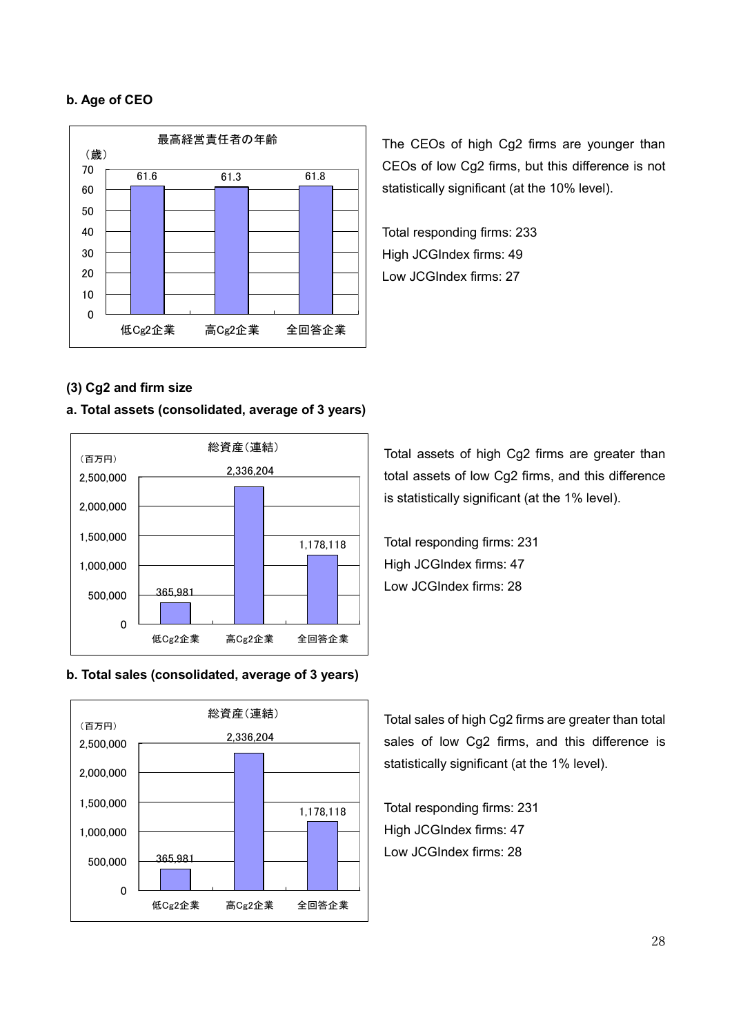**b. Age of CEO**

最高経営責任者の年齢

（歳）

| | 低Cg2企業 | 高Cg2企業 | 全回答企業 |
|---|---|---|---|
| | 61.6 | 61.3 | 61.8 |

The CEOs of high Cg2 firms are younger than CEOs of low Cg2 firms, but this difference is not statistically significant (at the 10% level).

Total responding firms: 233
High JCGIndex firms: 49
Low JCGIndex firms: 27

### (3) Cg2 and firm size

**a. Total assets (consolidated, average of 3 years)**

総資産（連結）

（百万円）

| | 低Cg2企業 | 高Cg2企業 | 全回答企業 |
|---|---|---|---|
| | 365,981 | 2,336,204 | 1,178,118 |

Total assets of high Cg2 firms are greater than total assets of low Cg2 firms, and this difference is statistically significant (at the 1% level).

Total responding firms: 231
High JCGIndex firms: 47
Low JCGIndex firms: 28

**b. Total sales (consolidated, average of 3 years)**

総資産（連結）

（百万円）

| | 低Cg2企業 | 高Cg2企業 | 全回答企業 |
|---|---|---|---|
| | 365,981 | 2,336,204 | 1,178,118 |

Total sales of high Cg2 firms are greater than total sales of low Cg2 firms, and this difference is statistically significant (at the 1% level).

Total responding firms: 231
High JCGIndex firms: 47
Low JCGIndex firms: 28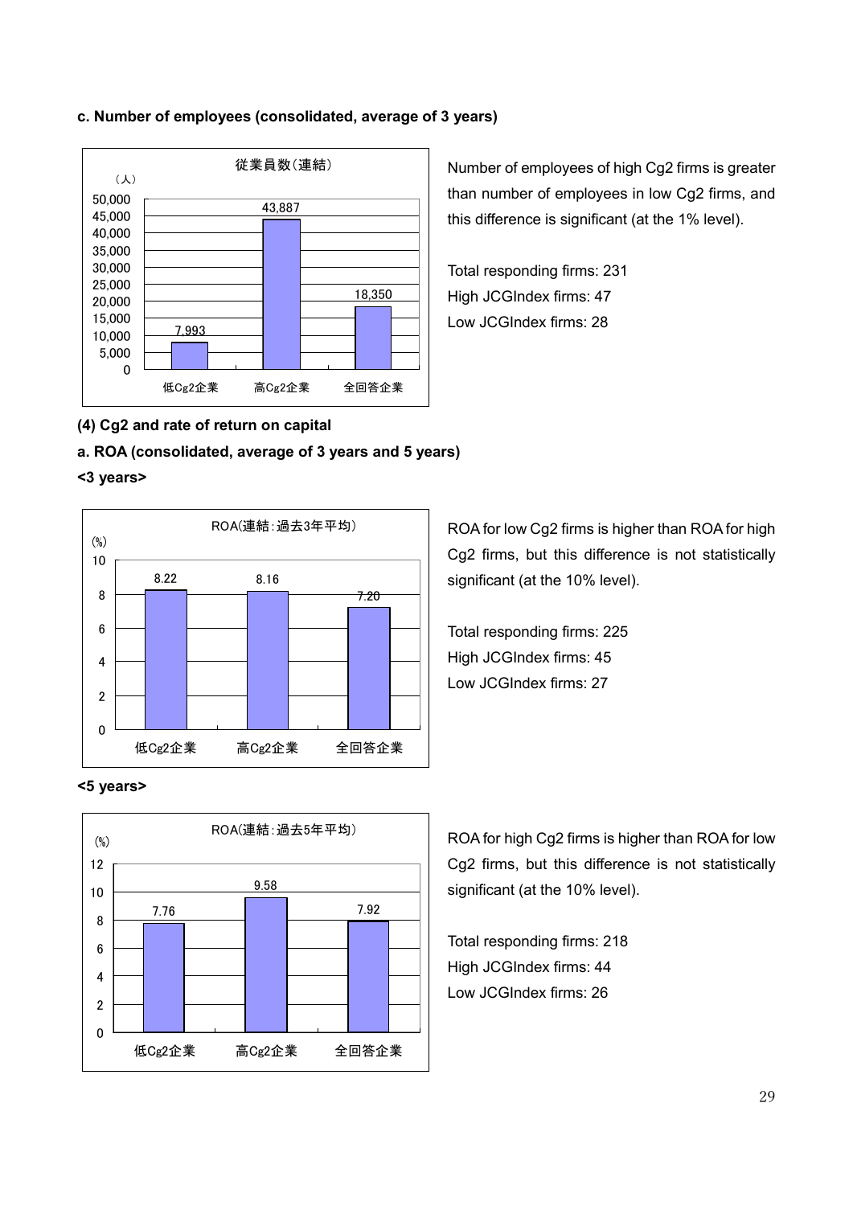**c. Number of employees (consolidated, average of 3 years)**

従業員数(連結)

（人）

| | 低Cg2企業 | 高Cg2企業 | 全回答企業 |
|---|---|---|---|
| 従業員数(連結) | 7,993 | 43,887 | 18,350 |

Number of employees of high Cg2 firms is greater than number of employees in low Cg2 firms, and this difference is significant (at the 1% level).

Total responding firms: 231
High JCGIndex firms: 47
Low JCGIndex firms: 28

**(4) Cg2 and rate of return on capital**

**a. ROA (consolidated, average of 3 years and 5 years)**

**<3 years>**

ROA(連結:過去3年平均)

(%)

| | 低Cg2企業 | 高Cg2企業 | 全回答企業 |
|---|---|---|---|
| ROA(連結:過去3年平均) | 8.22 | 8.16 | 7.20 |

ROA for low Cg2 firms is higher than ROA for high Cg2 firms, but this difference is not statistically significant (at the 10% level).

Total responding firms: 225
High JCGIndex firms: 45
Low JCGIndex firms: 27

**<5 years>**

ROA(連結:過去5年平均)

(%)

| | 低Cg2企業 | 高Cg2企業 | 全回答企業 |
|---|---|---|---|
| ROA(連結:過去5年平均) | 7.76 | 9.58 | 7.92 |

ROA for high Cg2 firms is higher than ROA for low Cg2 firms, but this difference is not statistically significant (at the 10% level).

Total responding firms: 218
High JCGIndex firms: 44
Low JCGIndex firms: 26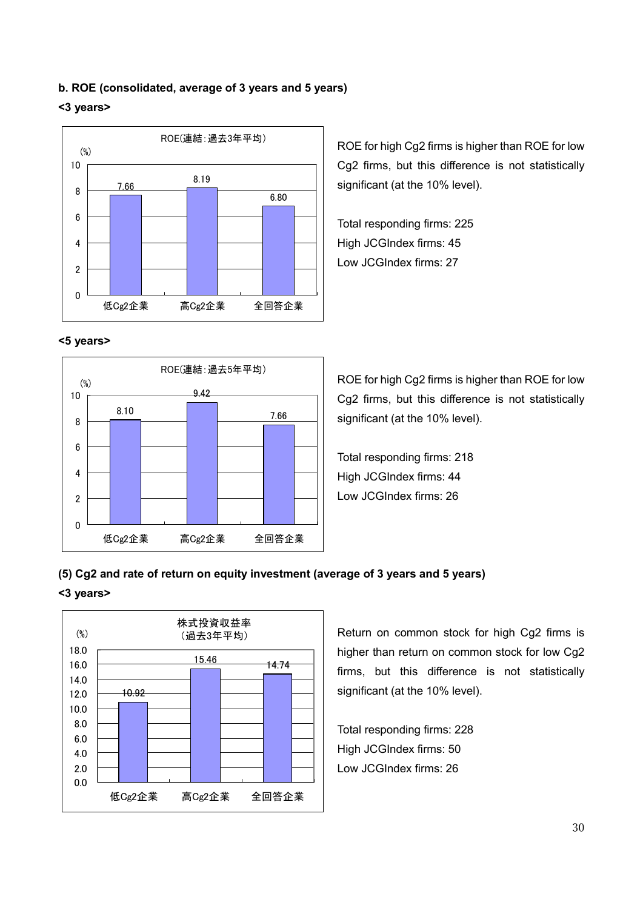**b. ROE (consolidated, average of 3 years and 5 years)**

**<3 years>**

ROE(連結:過去3年平均)

| | 低Cg2企業 | 高Cg2企業 | 全回答企業 |
|---|---|---|---|
| (%) | 7.66 | 8.19 | 6.80 |

ROE for high Cg2 firms is higher than ROE for low Cg2 firms, but this difference is not statistically significant (at the 10% level).

Total responding firms: 225
High JCGIndex firms: 45
Low JCGIndex firms: 27

**<5 years>**

ROE(連結:過去5年平均)

| | 低Cg2企業 | 高Cg2企業 | 全回答企業 |
|---|---|---|---|
| (%) | 8.10 | 9.42 | 7.66 |

ROE for high Cg2 firms is higher than ROE for low Cg2 firms, but this difference is not statistically significant (at the 10% level).

Total responding firms: 218
High JCGIndex firms: 44
Low JCGIndex firms: 26

**(5) Cg2 and rate of return on equity investment (average of 3 years and 5 years)**

**<3 years>**

株式投資収益率（過去3年平均）

| | 低Cg2企業 | 高Cg2企業 | 全回答企業 |
|---|---|---|---|
| (%) | 10.92 | 15.46 | 14.74 |

Return on common stock for high Cg2 firms is higher than return on common stock for low Cg2 firms, but this difference is not statistically significant (at the 10% level).

Total responding firms: 228
High JCGIndex firms: 50
Low JCGIndex firms: 26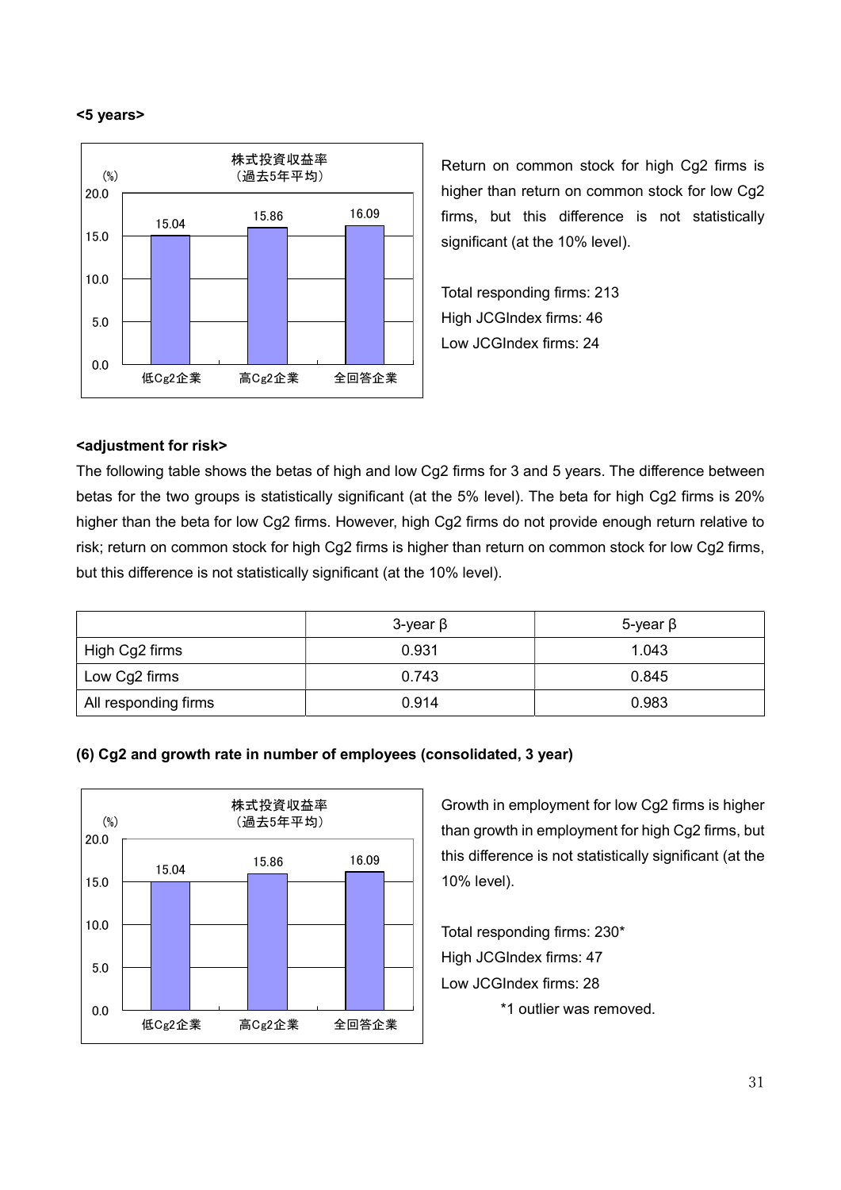**<5 years>**

株式投資収益率
（過去5年平均）

(%)

| | 低Cg2企業 | 高Cg2企業 | 全回答企業 |
|---|---|---|---|
| 値 | 15.04 | 15.86 | 16.09 |

Return on common stock for high Cg2 firms is higher than return on common stock for low Cg2 firms, but this difference is not statistically significant (at the 10% level).

Total responding firms: 213
High JCGIndex firms: 46
Low JCGIndex firms: 24

**<adjustment for risk>**

The following table shows the betas of high and low Cg2 firms for 3 and 5 years. The difference between betas for the two groups is statistically significant (at the 5% level). The beta for high Cg2 firms is 20% higher than the beta for low Cg2 firms. However, high Cg2 firms do not provide enough return relative to risk; return on common stock for high Cg2 firms is higher than return on common stock for low Cg2 firms, but this difference is not statistically significant (at the 10% level).

| | 3-year β | 5-year β |
|---|---|---|
| High Cg2 firms | 0.931 | 1.043 |
| Low Cg2 firms | 0.743 | 0.845 |
| All responding firms | 0.914 | 0.983 |

**(6) Cg2 and growth rate in number of employees (consolidated, 3 year)**

株式投資収益率
（過去5年平均）

(%)

| | 低Cg2企業 | 高Cg2企業 | 全回答企業 |
|---|---|---|---|
| 値 | 15.04 | 15.86 | 16.09 |

Growth in employment for low Cg2 firms is higher than growth in employment for high Cg2 firms, but this difference is not statistically significant (at the 10% level).

Total responding firms: 230*
High JCGIndex firms: 47
Low JCGIndex firms: 28

*1 outlier was removed.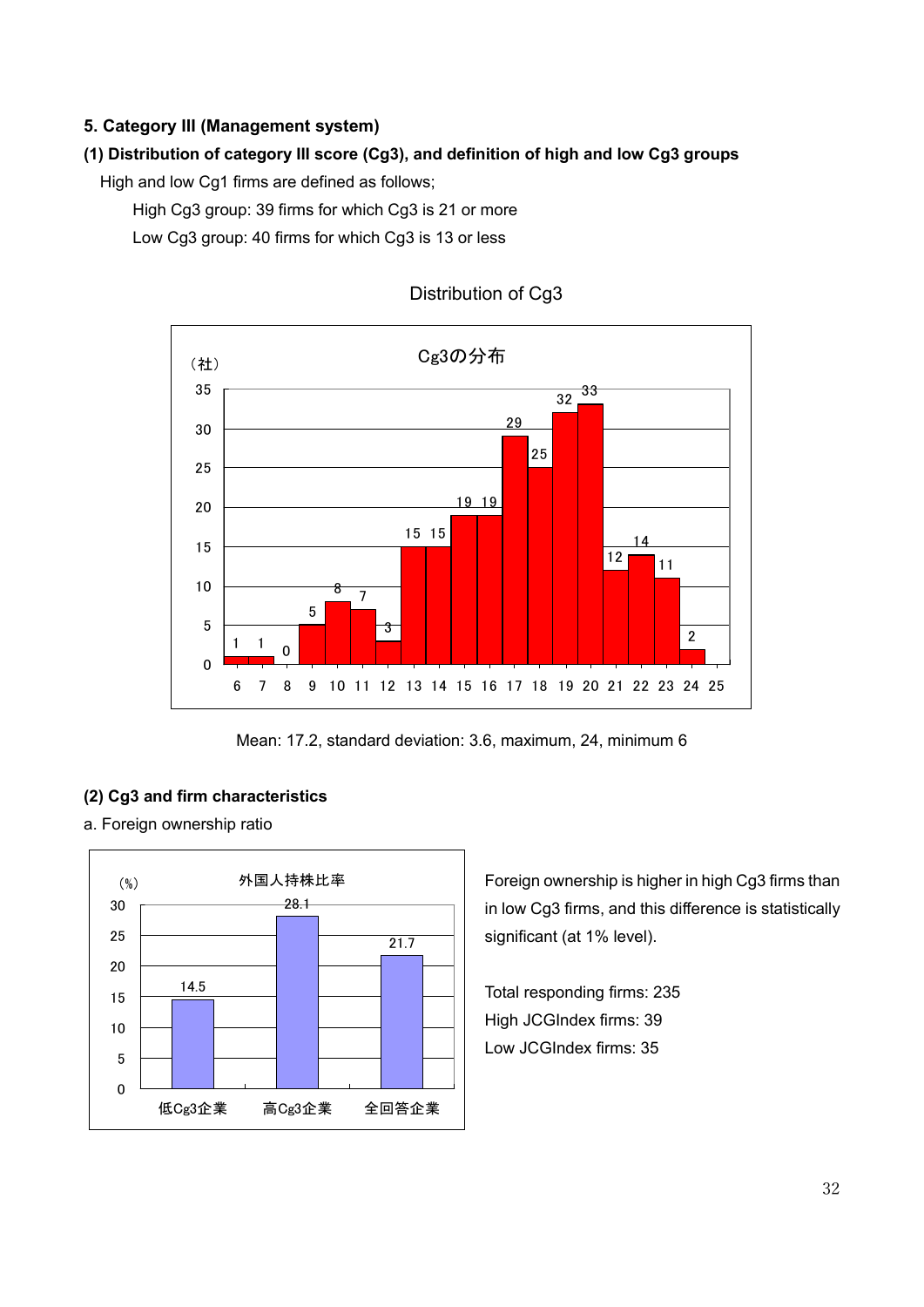## 5. Category III (Management system)

### (1) Distribution of category III score (Cg3), and definition of high and low Cg3 groups

High and low Cg1 firms are defined as follows;

High Cg3 group: 39 firms for which Cg3 is 21 or more

Low Cg3 group: 40 firms for which Cg3 is 13 or less

Distribution of Cg3

Cg3の分布

| Cg3 | 6 | 7 | 8 | 9 | 10 | 11 | 12 | 13 | 14 | 15 | 16 | 17 | 18 | 19 | 20 | 21 | 22 | 23 | 24 | 25 |
|---|---|---|---|---|---|---|---|---|---|---|---|---|---|---|---|---|---|---|---|---|
| （社） | 1 | 1 | 0 | 5 | 8 | 7 | 3 | 15 | 15 | 19 | 19 | 29 | 25 | 32 | 33 | 12 | 14 | 11 | 2 | |

Mean: 17.2, standard deviation: 3.6, maximum, 24, minimum 6

### (2) Cg3 and firm characteristics

a. Foreign ownership ratio

外国人持株比率 (%)

| 低Cg3企業 | 高Cg3企業 | 全回答企業 |
|---|---|---|
| 14.5 | 28.1 | 21.7 |

Foreign ownership is higher in high Cg3 firms than in low Cg3 firms, and this difference is statistically significant (at 1% level).

Total responding firms: 235

High JCGIndex firms: 39

Low JCGIndex firms: 35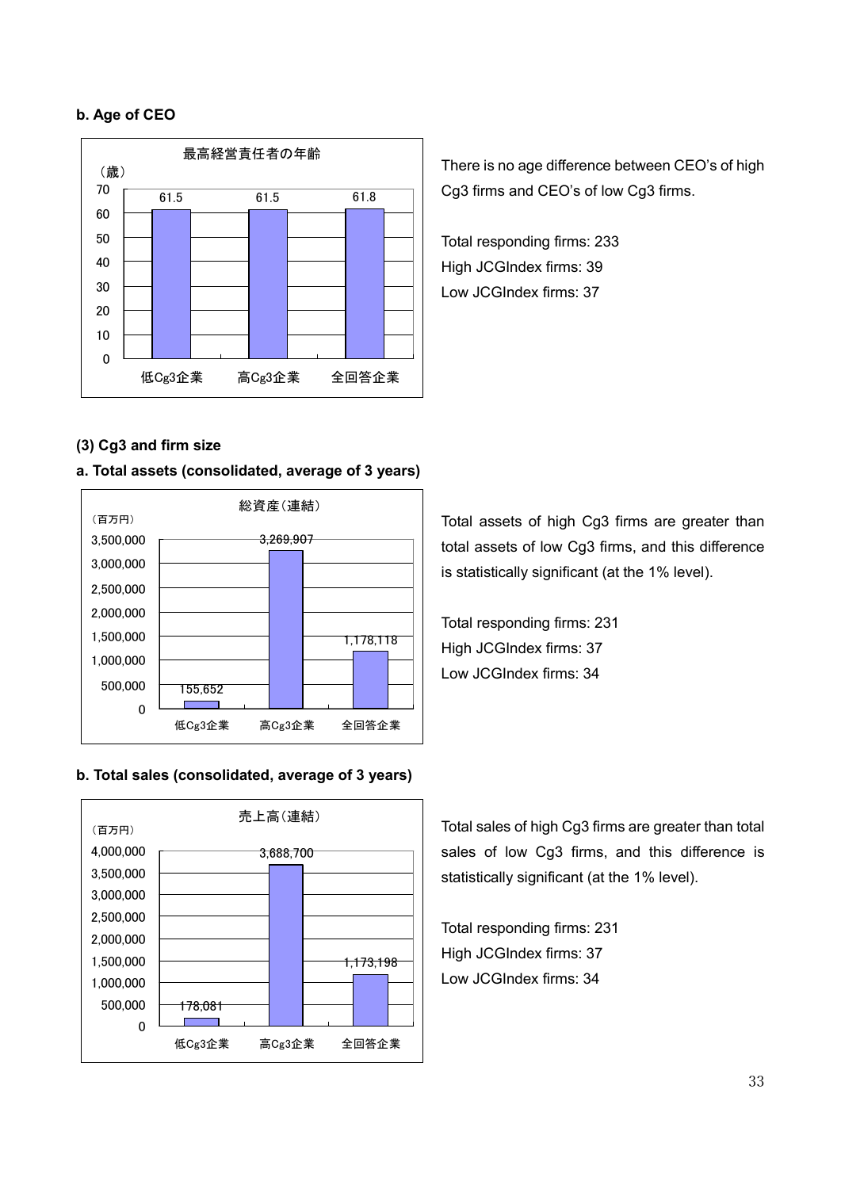**b. Age of CEO**

最高経営責任者の年齢

（歳）

| | 低Cg3企業 | 高Cg3企業 | 全回答企業 |
|---|---|---|---|
| 最高経営責任者の年齢 | 61.5 | 61.5 | 61.8 |

There is no age difference between CEO's of high Cg3 firms and CEO's of low Cg3 firms.

Total responding firms: 233
High JCGIndex firms: 39
Low JCGIndex firms: 37

### (3) Cg3 and firm size

**a. Total assets (consolidated, average of 3 years)**

総資産（連結）

（百万円）

| | 低Cg3企業 | 高Cg3企業 | 全回答企業 |
|---|---|---|---|
| 総資産（連結） | 155,652 | 3,269,907 | 1,178,118 |

Total assets of high Cg3 firms are greater than total assets of low Cg3 firms, and this difference is statistically significant (at the 1% level).

Total responding firms: 231
High JCGIndex firms: 37
Low JCGIndex firms: 34

**b. Total sales (consolidated, average of 3 years)**

売上高（連結）

（百万円）

| | 低Cg3企業 | 高Cg3企業 | 全回答企業 |
|---|---|---|---|
| 売上高（連結） | 178,081 | 3,688,700 | 1,173,198 |

Total sales of high Cg3 firms are greater than total sales of low Cg3 firms, and this difference is statistically significant (at the 1% level).

Total responding firms: 231
High JCGIndex firms: 37
Low JCGIndex firms: 34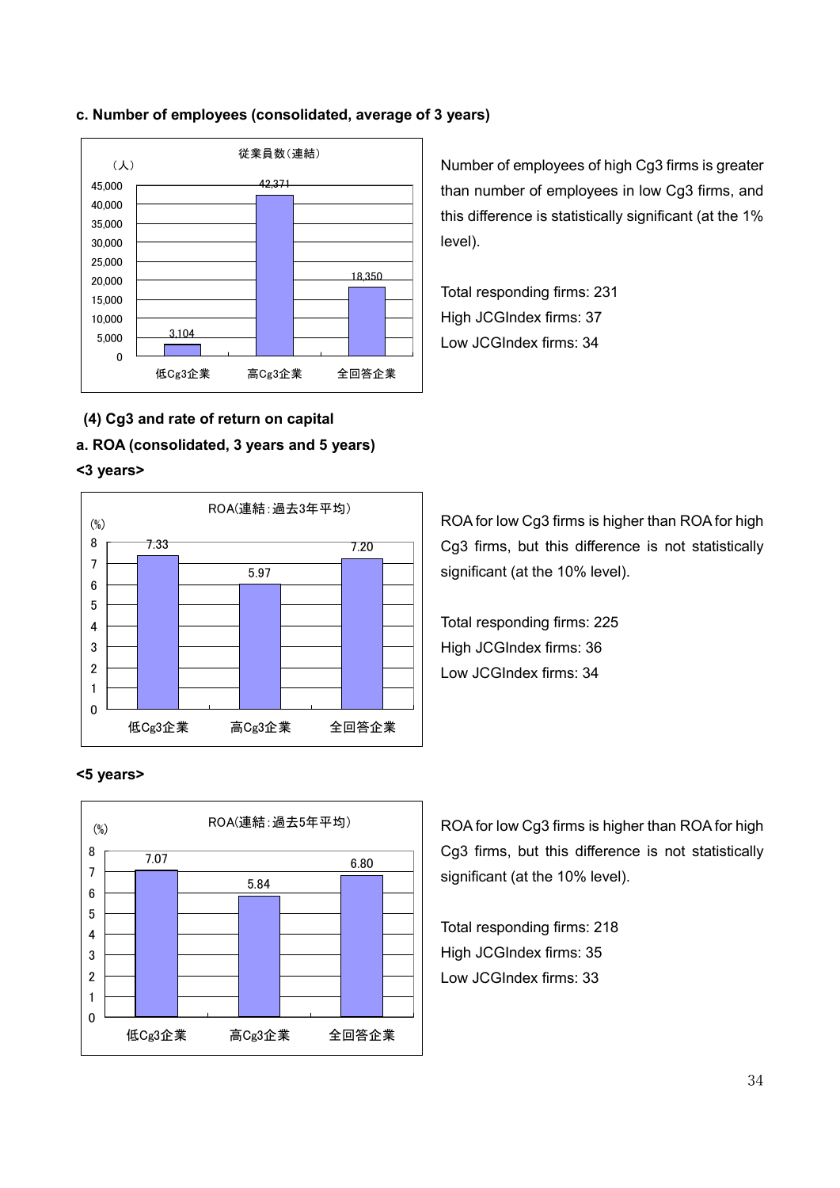**c. Number of employees (consolidated, average of 3 years)**

従業員数(連結)

(人)

| | 低Cg3企業 | 高Cg3企業 | 全回答企業 |
|---|---|---|---|
| 従業員数(連結) | 3,104 | 42,371 | 18,350 |

Number of employees of high Cg3 firms is greater than number of employees in low Cg3 firms, and this difference is statistically significant (at the 1% level).

Total responding firms: 231
High JCGIndex firms: 37
Low JCGIndex firms: 34

**(4) Cg3 and rate of return on capital**

**a. ROA (consolidated, 3 years and 5 years)**

**<3 years>**

ROA(連結:過去3年平均)

(%)

| | 低Cg3企業 | 高Cg3企業 | 全回答企業 |
|---|---|---|---|
| ROA(連結:過去3年平均) | 7.33 | 5.97 | 7.20 |

ROA for low Cg3 firms is higher than ROA for high Cg3 firms, but this difference is not statistically significant (at the 10% level).

Total responding firms: 225
High JCGIndex firms: 36
Low JCGIndex firms: 34

**<5 years>**

ROA(連結:過去5年平均)

(%)

| | 低Cg3企業 | 高Cg3企業 | 全回答企業 |
|---|---|---|---|
| ROA(連結:過去5年平均) | 7.07 | 5.84 | 6.80 |

ROA for low Cg3 firms is higher than ROA for high Cg3 firms, but this difference is not statistically significant (at the 10% level).

Total responding firms: 218
High JCGIndex firms: 35
Low JCGIndex firms: 33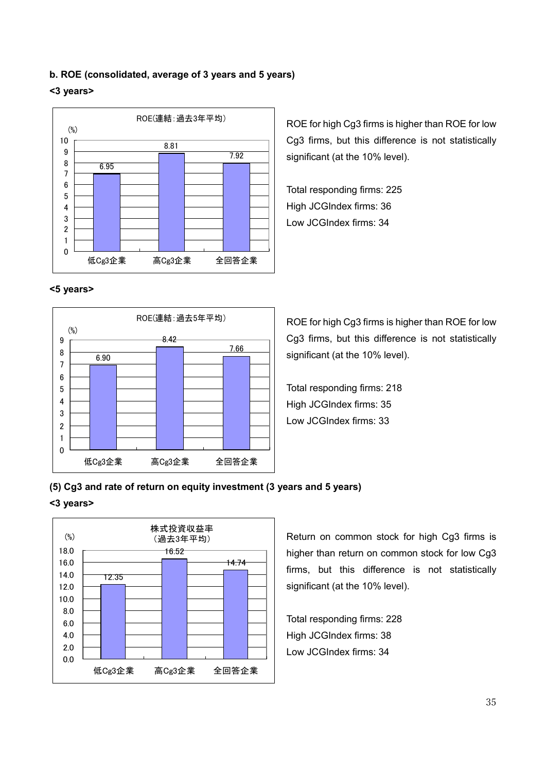**b. ROE (consolidated, average of 3 years and 5 years)**

**<3 years>**

ROE(連結：過去3年平均)

| | 低Cg3企業 | 高Cg3企業 | 全回答企業 |
|---|---|---|---|
| (%) | 6.95 | 8.81 | 7.92 |

ROE for high Cg3 firms is higher than ROE for low Cg3 firms, but this difference is not statistically significant (at the 10% level).

Total responding firms: 225
High JCGIndex firms: 36
Low JCGIndex firms: 34

**<5 years>**

ROE(連結：過去5年平均)

| | 低Cg3企業 | 高Cg3企業 | 全回答企業 |
|---|---|---|---|
| (%) | 6.90 | 8.42 | 7.66 |

ROE for high Cg3 firms is higher than ROE for low Cg3 firms, but this difference is not statistically significant (at the 10% level).

Total responding firms: 218
High JCGIndex firms: 35
Low JCGIndex firms: 33

**(5) Cg3 and rate of return on equity investment (3 years and 5 years)**

**<3 years>**

株式投資収益率（過去3年平均）

| | 低Cg3企業 | 高Cg3企業 | 全回答企業 |
|---|---|---|---|
| (%) | 12.35 | 16.52 | 14.74 |

Return on common stock for high Cg3 firms is higher than return on common stock for low Cg3 firms, but this difference is not statistically significant (at the 10% level).

Total responding firms: 228
High JCGIndex firms: 38
Low JCGIndex firms: 34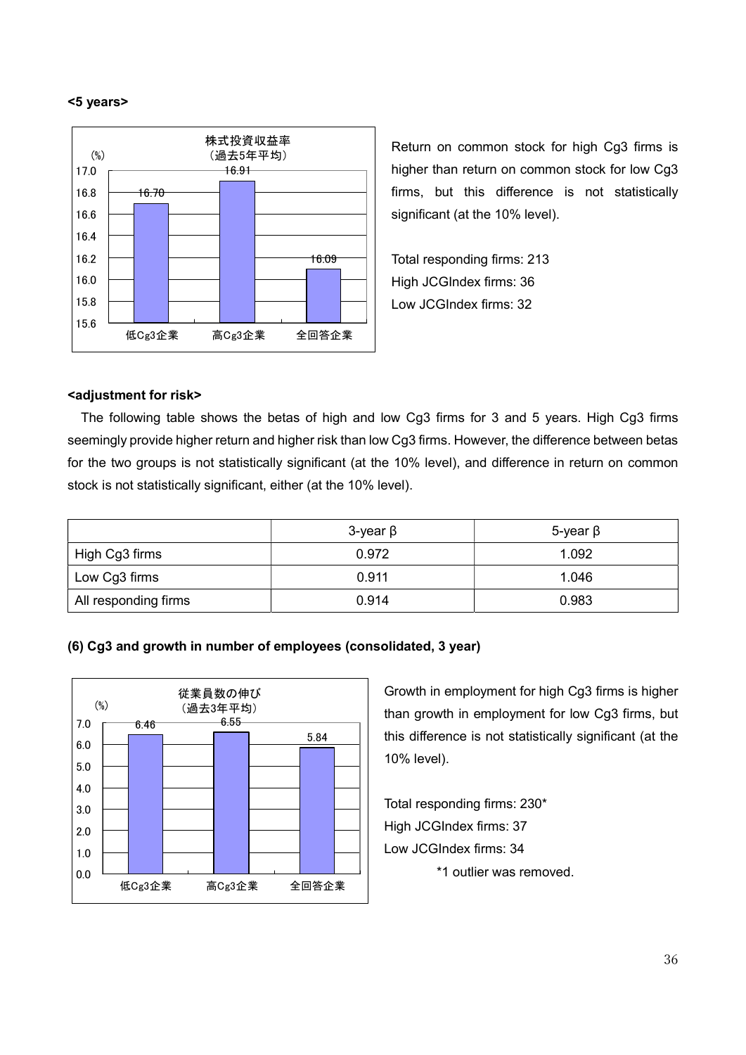**<5 years>**

株式投資収益率
（過去5年平均）

| | 低Cg3企業 | 高Cg3企業 | 全回答企業 |
|---|---|---|---|
| (%) | 16.70 | 16.91 | 16.09 |

Return on common stock for high Cg3 firms is higher than return on common stock for low Cg3 firms, but this difference is not statistically significant (at the 10% level).

Total responding firms: 213
High JCGIndex firms: 36
Low JCGIndex firms: 32

**<adjustment for risk>**

The following table shows the betas of high and low Cg3 firms for 3 and 5 years. High Cg3 firms seemingly provide higher return and higher risk than low Cg3 firms. However, the difference between betas for the two groups is not statistically significant (at the 10% level), and difference in return on common stock is not statistically significant, either (at the 10% level).

| | 3-year β | 5-year β |
|---|---|---|
| High Cg3 firms | 0.972 | 1.092 |
| Low Cg3 firms | 0.911 | 1.046 |
| All responding firms | 0.914 | 0.983 |

**(6) Cg3 and growth in number of employees (consolidated, 3 year)**

従業員数の伸び
（過去3年平均）

| | 低Cg3企業 | 高Cg3企業 | 全回答企業 |
|---|---|---|---|
| (%) | 6.46 | 6.55 | 5.84 |

Growth in employment for high Cg3 firms is higher than growth in employment for low Cg3 firms, but this difference is not statistically significant (at the 10% level).

Total responding firms: 230*
High JCGIndex firms: 37
Low JCGIndex firms: 34
*1 outlier was removed.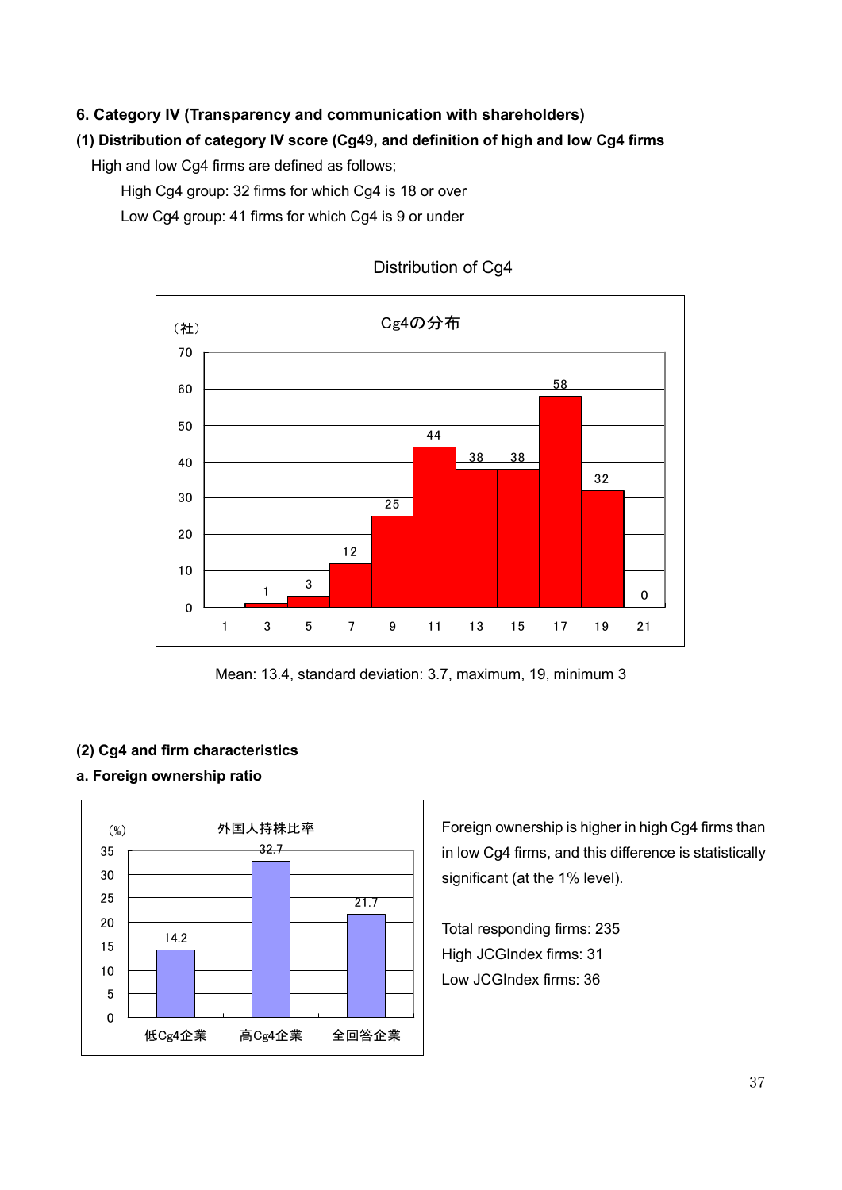### 6. Category IV (Transparency and communication with shareholders)

#### (1) Distribution of category IV score (Cg49, and definition of high and low Cg4 firms

High and low Cg4 firms are defined as follows;

High Cg4 group: 32 firms for which Cg4 is 18 or over

Low Cg4 group: 41 firms for which Cg4 is 9 or under

Distribution of Cg4

Cg4の分布

| Cg4 | 1 | 3 | 5 | 7 | 9 | 11 | 13 | 15 | 17 | 19 | 21 |
|---|---|---|---|---|---|---|---|---|---|---|---|
| （社） |  | 1 | 3 | 12 | 25 | 44 | 38 | 38 | 58 | 32 | 0 |

Mean: 13.4, standard deviation: 3.7, maximum, 19, minimum 3

#### (2) Cg4 and firm characteristics

**a. Foreign ownership ratio**

外国人持株比率

| | 低Cg4企業 | 高Cg4企業 | 全回答企業 |
|---|---|---|---|
| (%) | 14.2 | 32.7 | 21.7 |

Foreign ownership is higher in high Cg4 firms than in low Cg4 firms, and this difference is statistically significant (at the 1% level).

Total responding firms: 235

High JCGIndex firms: 31

Low JCGIndex firms: 36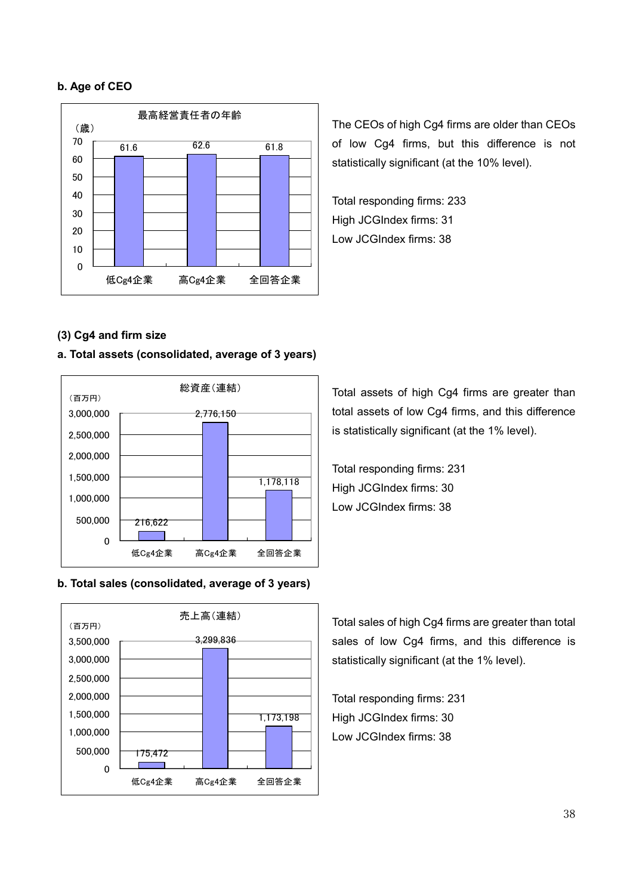**b. Age of CEO**

最高経営責任者の年齢

（歳）

| | 低Cg4企業 | 高Cg4企業 | 全回答企業 |
|---|---|---|---|
| 年齢 | 61.6 | 62.6 | 61.8 |

The CEOs of high Cg4 firms are older than CEOs of low Cg4 firms, but this difference is not statistically significant (at the 10% level).

Total responding firms: 233
High JCGIndex firms: 31
Low JCGIndex firms: 38

**(3) Cg4 and firm size**

**a. Total assets (consolidated, average of 3 years)**

総資産（連結）

（百万円）

| | 低Cg4企業 | 高Cg4企業 | 全回答企業 |
|---|---|---|---|
| 総資産 | 216,622 | 2,776,150 | 1,178,118 |

Total assets of high Cg4 firms are greater than total assets of low Cg4 firms, and this difference is statistically significant (at the 1% level).

Total responding firms: 231
High JCGIndex firms: 30
Low JCGIndex firms: 38

**b. Total sales (consolidated, average of 3 years)**

売上高（連結）

（百万円）

| | 低Cg4企業 | 高Cg4企業 | 全回答企業 |
|---|---|---|---|
| 売上高 | 175,472 | 3,299,836 | 1,173,198 |

Total sales of high Cg4 firms are greater than total sales of low Cg4 firms, and this difference is statistically significant (at the 1% level).

Total responding firms: 231
High JCGIndex firms: 30
Low JCGIndex firms: 38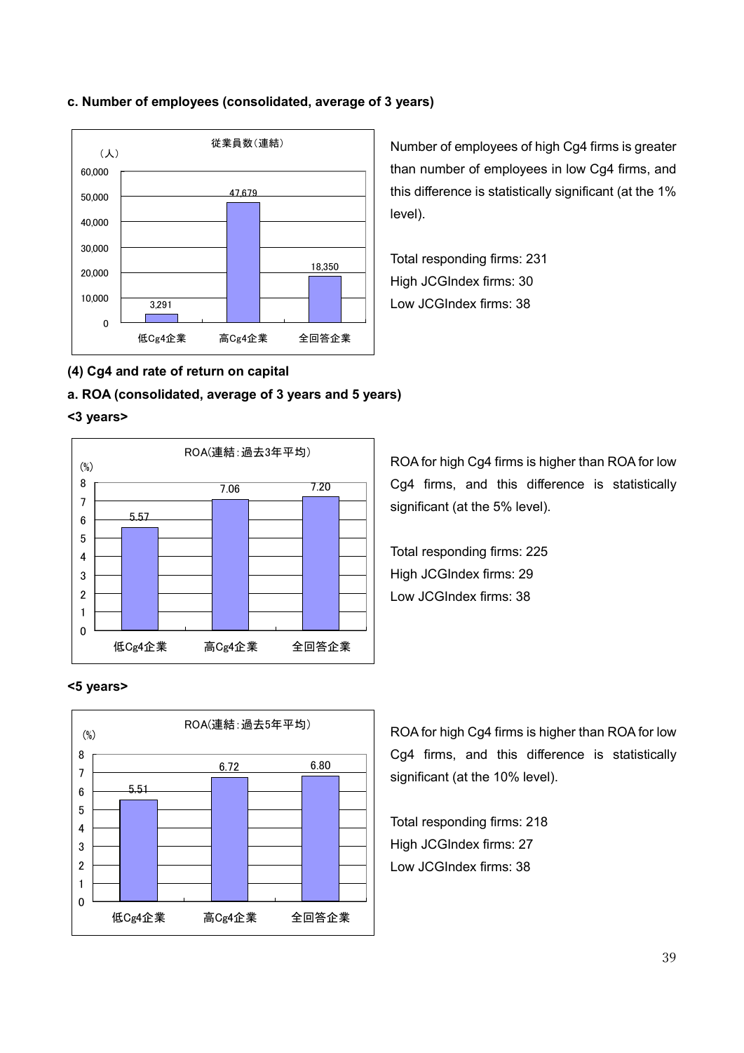**c. Number of employees (consolidated, average of 3 years)**

従業員数(連結)

(人)

| | 低Cg4企業 | 高Cg4企業 | 全回答企業 |
|---|---|---|---|
| 従業員数(連結) | 3,291 | 47,679 | 18,350 |

Number of employees of high Cg4 firms is greater than number of employees in low Cg4 firms, and this difference is statistically significant (at the 1% level).

Total responding firms: 231
High JCGIndex firms: 30
Low JCGIndex firms: 38

**(4) Cg4 and rate of return on capital**

**a. ROA (consolidated, average of 3 years and 5 years)**

**<3 years>**

ROA(連結:過去3年平均)

(%)

| | 低Cg4企業 | 高Cg4企業 | 全回答企業 |
|---|---|---|---|
| ROA(連結:過去3年平均) | 5.57 | 7.06 | 7.20 |

ROA for high Cg4 firms is higher than ROA for low Cg4 firms, and this difference is statistically significant (at the 5% level).

Total responding firms: 225
High JCGIndex firms: 29
Low JCGIndex firms: 38

**<5 years>**

ROA(連結:過去5年平均)

(%)

| | 低Cg4企業 | 高Cg4企業 | 全回答企業 |
|---|---|---|---|
| ROA(連結:過去5年平均) | 5.51 | 6.72 | 6.80 |

ROA for high Cg4 firms is higher than ROA for low Cg4 firms, and this difference is statistically significant (at the 10% level).

Total responding firms: 218
High JCGIndex firms: 27
Low JCGIndex firms: 38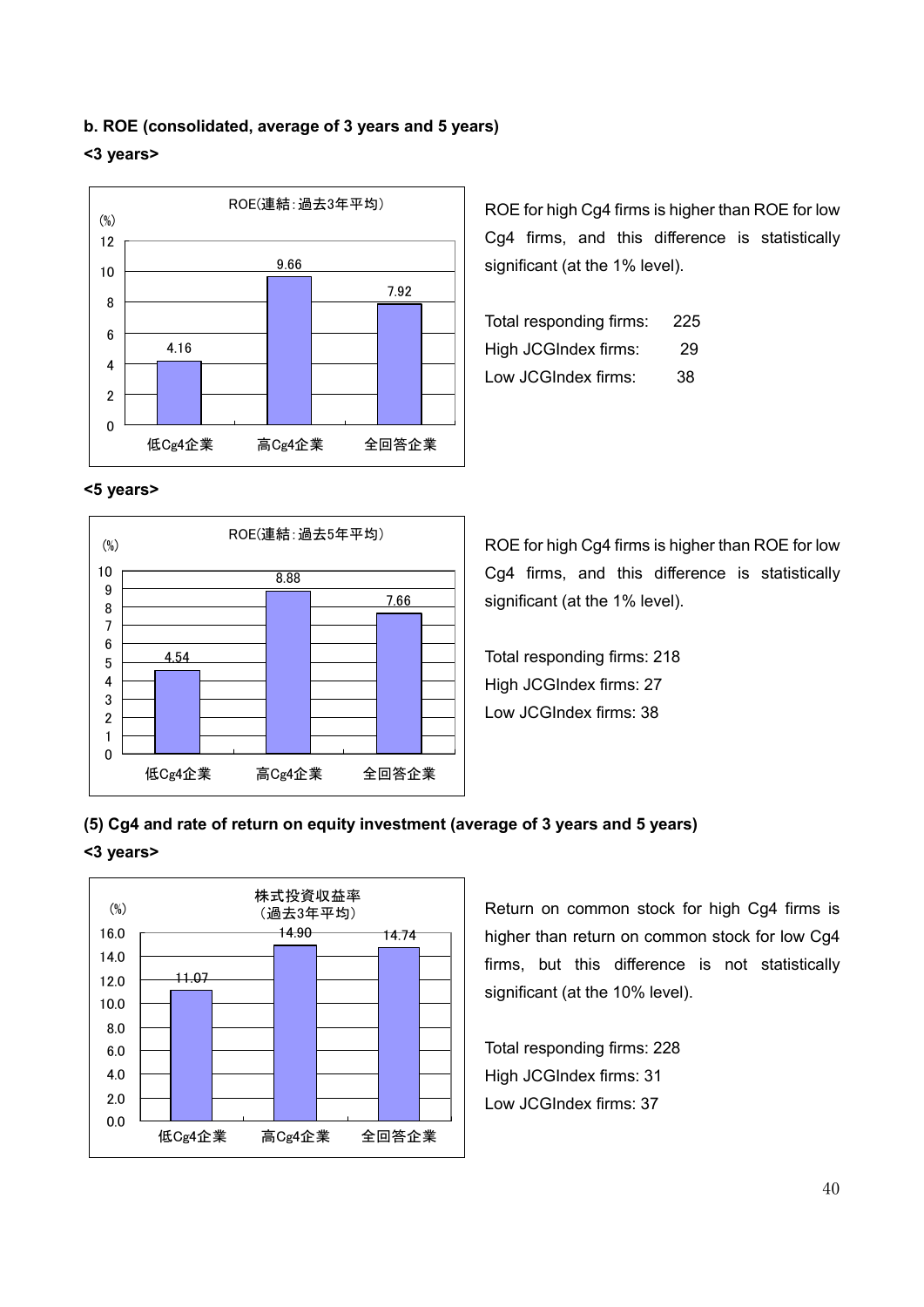**b. ROE (consolidated, average of 3 years and 5 years)**

**<3 years>**

ROE(連結:過去3年平均)

| | 低Cg4企業 | 高Cg4企業 | 全回答企業 |
|---|---|---|---|
| (%) | 4.16 | 9.66 | 7.92 |

ROE for high Cg4 firms is higher than ROE for low Cg4 firms, and this difference is statistically significant (at the 1% level).

Total responding firms: 225
High JCGIndex firms: 29
Low JCGIndex firms: 38

**<5 years>**

ROE(連結:過去5年平均)

| | 低Cg4企業 | 高Cg4企業 | 全回答企業 |
|---|---|---|---|
| (%) | 4.54 | 8.88 | 7.66 |

ROE for high Cg4 firms is higher than ROE for low Cg4 firms, and this difference is statistically significant (at the 1% level).

Total responding firms: 218
High JCGIndex firms: 27
Low JCGIndex firms: 38

**(5) Cg4 and rate of return on equity investment (average of 3 years and 5 years)**

**<3 years>**

株式投資収益率（過去3年平均）

| | 低Cg4企業 | 高Cg4企業 | 全回答企業 |
|---|---|---|---|
| (%) | 11.07 | 14.90 | 14.74 |

Return on common stock for high Cg4 firms is higher than return on common stock for low Cg4 firms, but this difference is not statistically significant (at the 10% level).

Total responding firms: 228
High JCGIndex firms: 31
Low JCGIndex firms: 37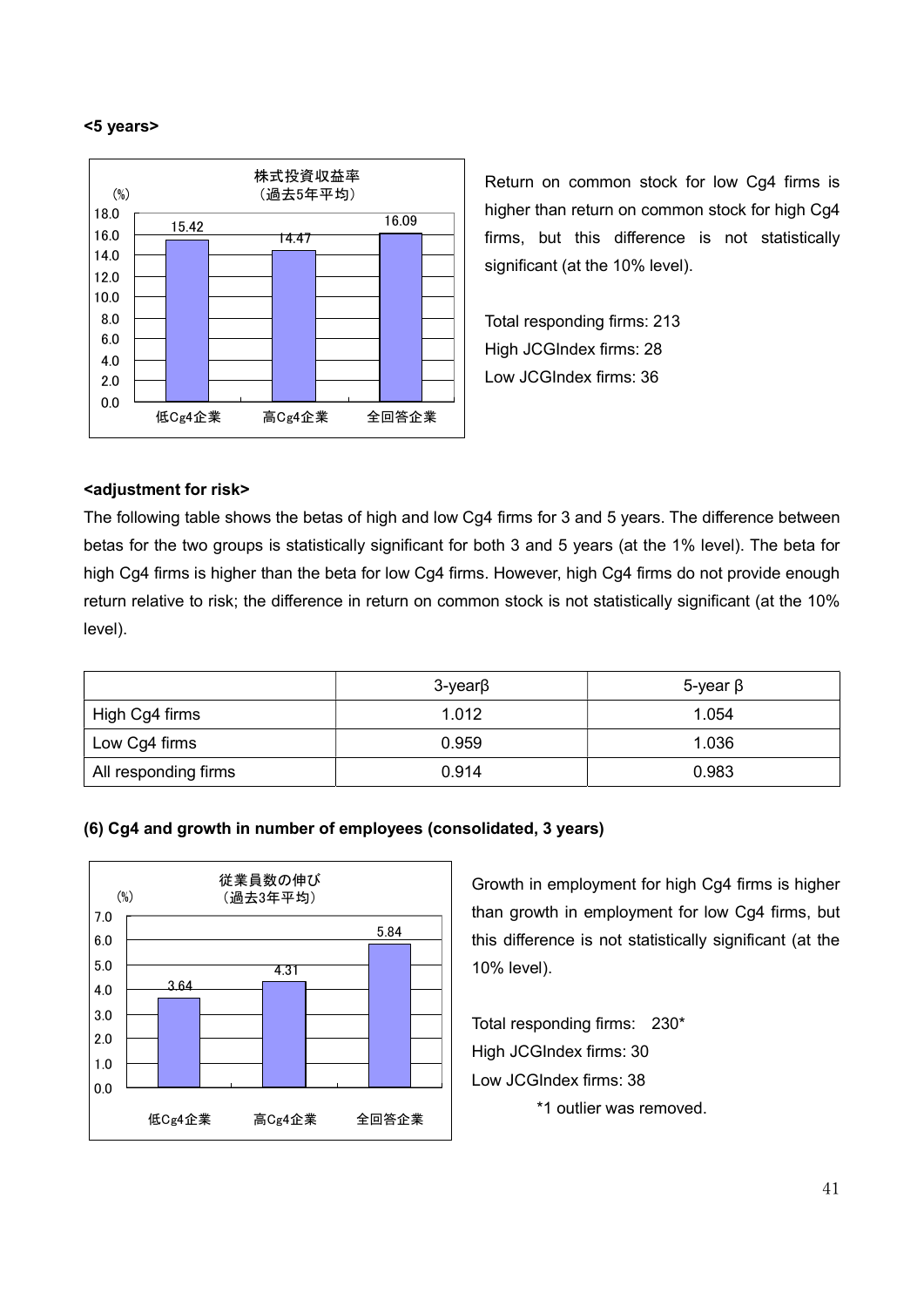**<5 years>**

株式投資収益率
（過去5年平均）

(%)

| | 低Cg4企業 | 高Cg4企業 | 全回答企業 |
|---|---|---|---|
| | 15.42 | 14.47 | 16.09 |

Return on common stock for low Cg4 firms is higher than return on common stock for high Cg4 firms, but this difference is not statistically significant (at the 10% level).

Total responding firms: 213
High JCGIndex firms: 28
Low JCGIndex firms: 36

**<adjustment for risk>**

The following table shows the betas of high and low Cg4 firms for 3 and 5 years. The difference between betas for the two groups is statistically significant for both 3 and 5 years (at the 1% level). The beta for high Cg4 firms is higher than the beta for low Cg4 firms. However, high Cg4 firms do not provide enough return relative to risk; the difference in return on common stock is not statistically significant (at the 10% level).

| | 3-yearβ | 5-year β |
|---|---|---|
| High Cg4 firms | 1.012 | 1.054 |
| Low Cg4 firms | 0.959 | 1.036 |
| All responding firms | 0.914 | 0.983 |

**(6) Cg4 and growth in number of employees (consolidated, 3 years)**

従業員数の伸び
（過去3年平均）

(%)

| | 低Cg4企業 | 高Cg4企業 | 全回答企業 |
|---|---|---|---|
| | 3.64 | 4.31 | 5.84 |

Growth in employment for high Cg4 firms is higher than growth in employment for low Cg4 firms, but this difference is not statistically significant (at the 10% level).

Total responding firms: 230*
High JCGIndex firms: 30
Low JCGIndex firms: 38

*1 outlier was removed.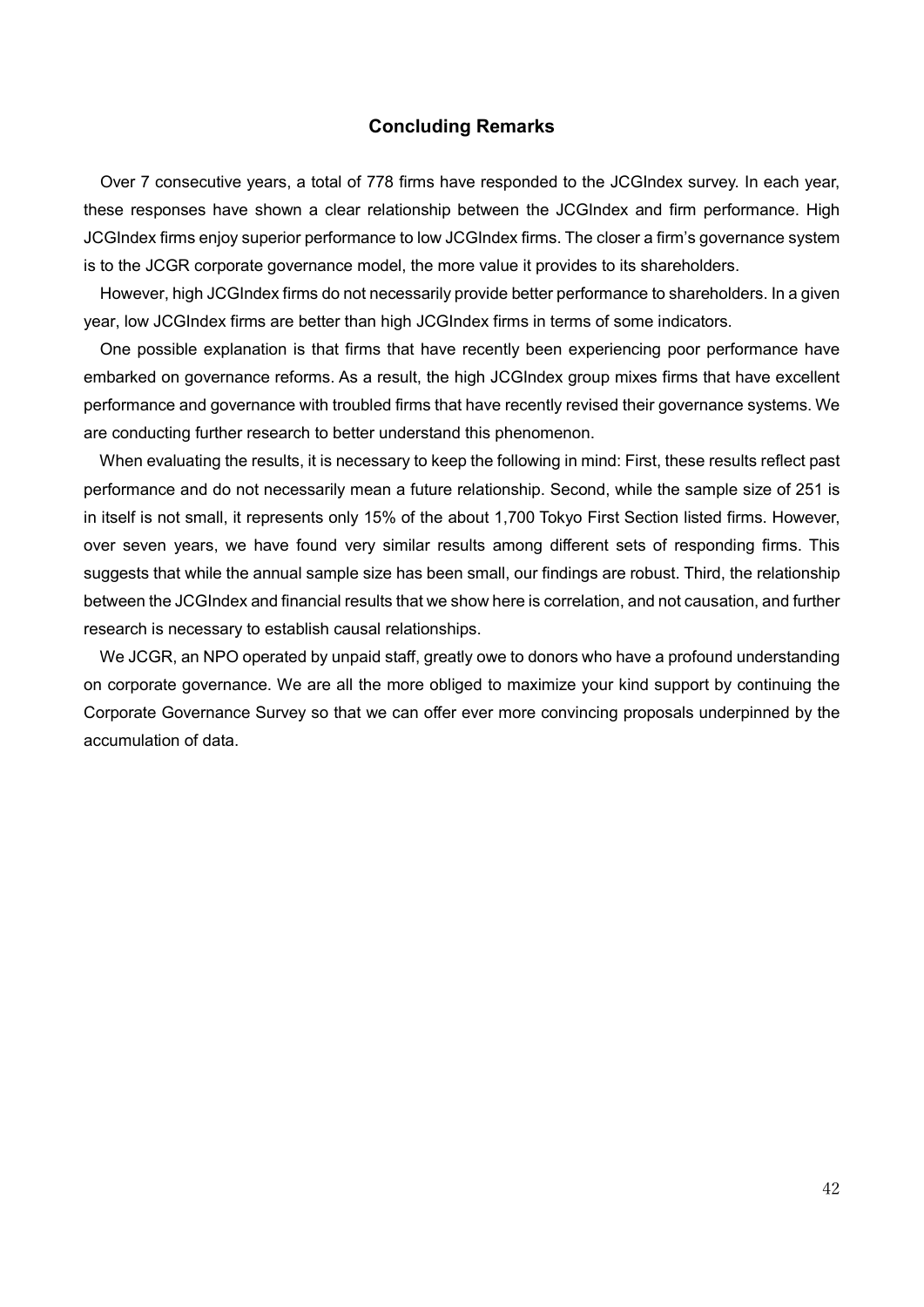## Concluding Remarks

Over 7 consecutive years, a total of 778 firms have responded to the JCGIndex survey. In each year, these responses have shown a clear relationship between the JCGIndex and firm performance. High JCGIndex firms enjoy superior performance to low JCGIndex firms. The closer a firm's governance system is to the JCGR corporate governance model, the more value it provides to its shareholders.

However, high JCGIndex firms do not necessarily provide better performance to shareholders. In a given year, low JCGIndex firms are better than high JCGIndex firms in terms of some indicators.

One possible explanation is that firms that have recently been experiencing poor performance have embarked on governance reforms. As a result, the high JCGIndex group mixes firms that have excellent performance and governance with troubled firms that have recently revised their governance systems. We are conducting further research to better understand this phenomenon.

When evaluating the results, it is necessary to keep the following in mind: First, these results reflect past performance and do not necessarily mean a future relationship. Second, while the sample size of 251 is in itself is not small, it represents only 15% of the about 1,700 Tokyo First Section listed firms. However, over seven years, we have found very similar results among different sets of responding firms. This suggests that while the annual sample size has been small, our findings are robust. Third, the relationship between the JCGIndex and financial results that we show here is correlation, and not causation, and further research is necessary to establish causal relationships.

We JCGR, an NPO operated by unpaid staff, greatly owe to donors who have a profound understanding on corporate governance. We are all the more obliged to maximize your kind support by continuing the Corporate Governance Survey so that we can offer ever more convincing proposals underpinned by the accumulation of data.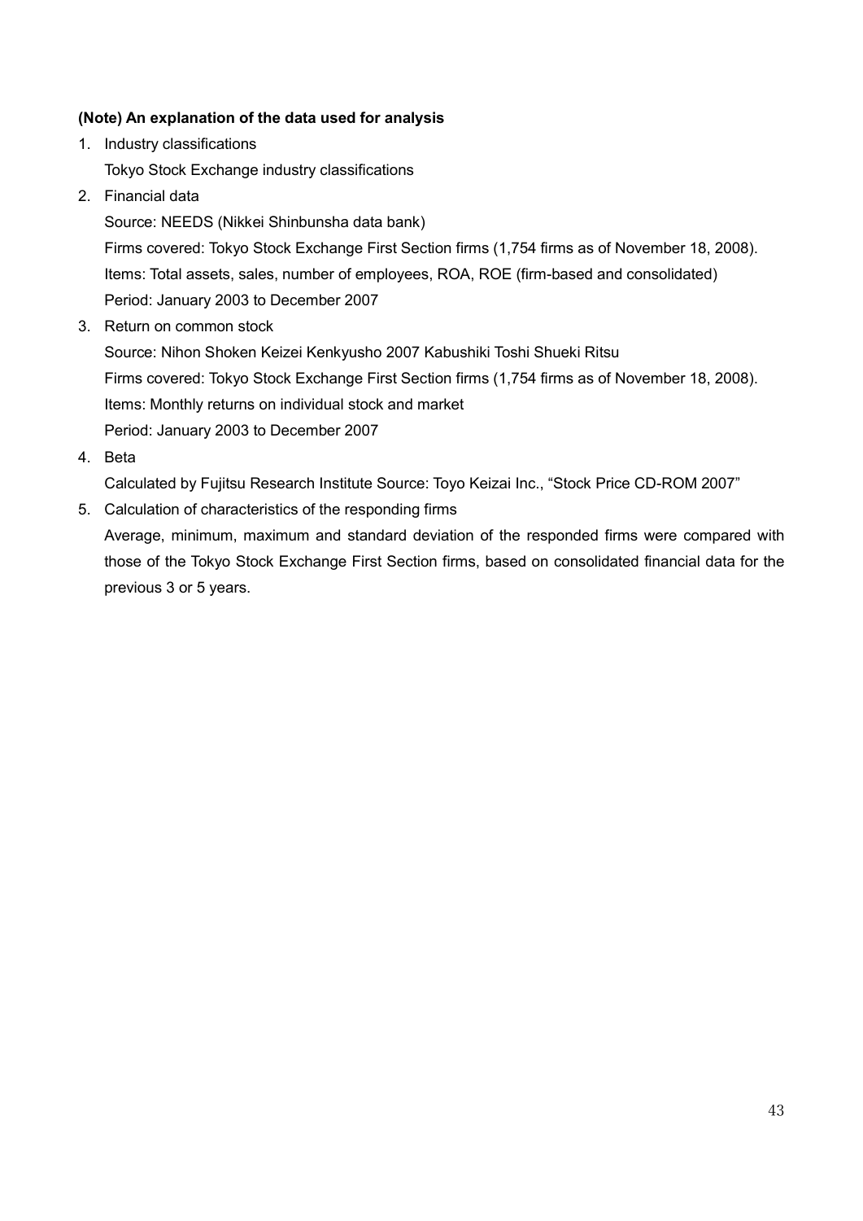**(Note) An explanation of the data used for analysis**

1. Industry classifications

   Tokyo Stock Exchange industry classifications

2. Financial data

   Source: NEEDS (Nikkei Shinbunsha data bank)

   Firms covered: Tokyo Stock Exchange First Section firms (1,754 firms as of November 18, 2008).

   Items: Total assets, sales, number of employees, ROA, ROE (firm-based and consolidated)

   Period: January 2003 to December 2007

3. Return on common stock

   Source: Nihon Shoken Keizei Kenkyusho 2007 Kabushiki Toshi Shueki Ritsu

   Firms covered: Tokyo Stock Exchange First Section firms (1,754 firms as of November 18, 2008).

   Items: Monthly returns on individual stock and market

   Period: January 2003 to December 2007

4. Beta

   Calculated by Fujitsu Research Institute Source: Toyo Keizai Inc., “Stock Price CD-ROM 2007”

5. Calculation of characteristics of the responding firms

   Average, minimum, maximum and standard deviation of the responded firms were compared with those of the Tokyo Stock Exchange First Section firms, based on consolidated financial data for the previous 3 or 5 years.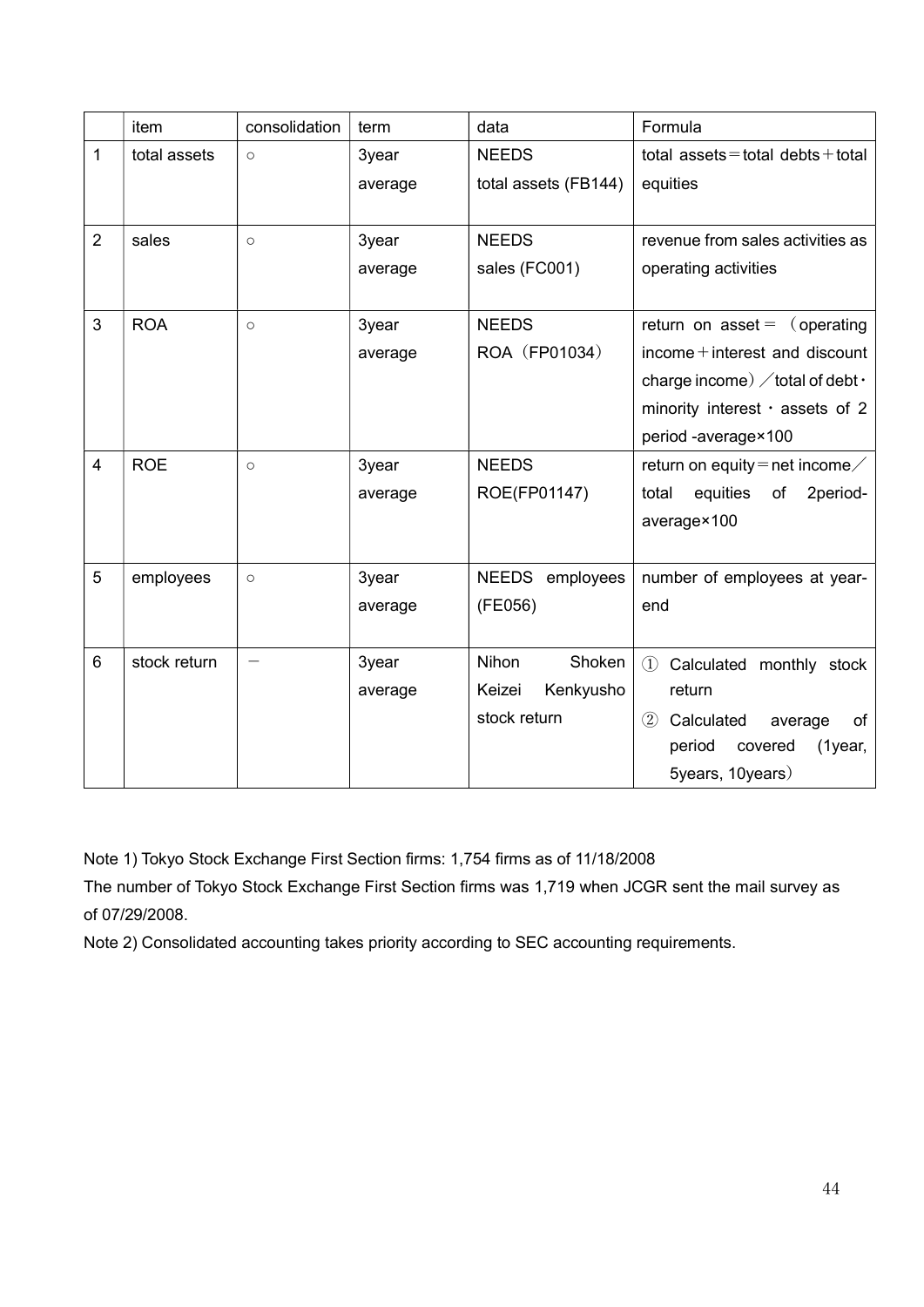| | item | consolidation | term | data | Formula |
|---|---|---|---|---|---|
| 1 | total assets | ○ | 3year average | NEEDS total assets (FB144) | total assets＝total debts＋total equities |
| 2 | sales | ○ | 3year average | NEEDS sales (FC001) | revenue from sales activities as operating activities |
| 3 | ROA | ○ | 3year average | NEEDS ROA（FP01034） | return on asset＝（operating income＋interest and discount charge income）／total of debt・minority interest・assets of 2 period -average×100 |
| 4 | ROE | ○ | 3year average | NEEDS ROE(FP01147) | return on equity＝net income／total equities of 2period-average×100 |
| 5 | employees | ○ | 3year average | NEEDS employees (FE056) | number of employees at year-end |
| 6 | stock return | － | 3year average | Nihon Shoken Keizei Kenkyusho stock return | ① Calculated monthly stock return ② Calculated average of period covered (1year, 5years, 10years） |

Note 1) Tokyo Stock Exchange First Section firms: 1,754 firms as of 11/18/2008

The number of Tokyo Stock Exchange First Section firms was 1,719 when JCGR sent the mail survey as of 07/29/2008.

Note 2) Consolidated accounting takes priority according to SEC accounting requirements.